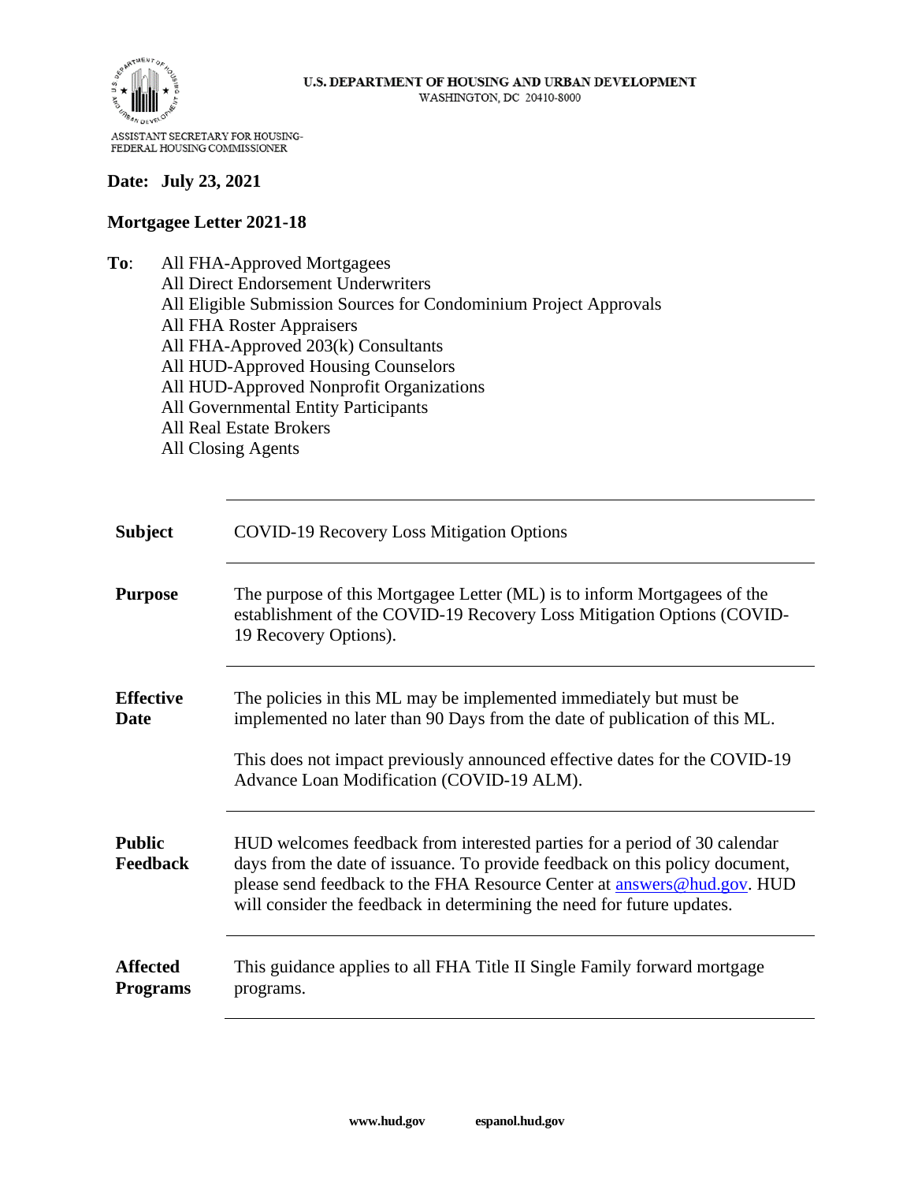U.S. DEPARTMENT OF HOUSING AND URBAN DEVELOPMENT
WASHINGTON, DC 20410-8000

ASSISTANT SECRETARY FOR HOUSING-
FEDERAL HOUSING COMMISSIONER

**Date: July 23, 2021**

**Mortgagee Letter 2021-18**

**To**: All FHA-Approved Mortgagees
All Direct Endorsement Underwriters
All Eligible Submission Sources for Condominium Project Approvals
All FHA Roster Appraisers
All FHA-Approved 203(k) Consultants
All HUD-Approved Housing Counselors
All HUD-Approved Nonprofit Organizations
All Governmental Entity Participants
All Real Estate Brokers
All Closing Agents

| | |
|---|---|
| **Subject** | COVID-19 Recovery Loss Mitigation Options |
| **Purpose** | The purpose of this Mortgagee Letter (ML) is to inform Mortgagees of the establishment of the COVID-19 Recovery Loss Mitigation Options (COVID-19 Recovery Options). |
| **Effective Date** | The policies in this ML may be implemented immediately but must be implemented no later than 90 Days from the date of publication of this ML.<br><br>This does not impact previously announced effective dates for the COVID-19 Advance Loan Modification (COVID-19 ALM). |
| **Public Feedback** | HUD welcomes feedback from interested parties for a period of 30 calendar days from the date of issuance. To provide feedback on this policy document, please send feedback to the FHA Resource Center at answers@hud.gov. HUD will consider the feedback in determining the need for future updates. |
| **Affected Programs** | This guidance applies to all FHA Title II Single Family forward mortgage programs. |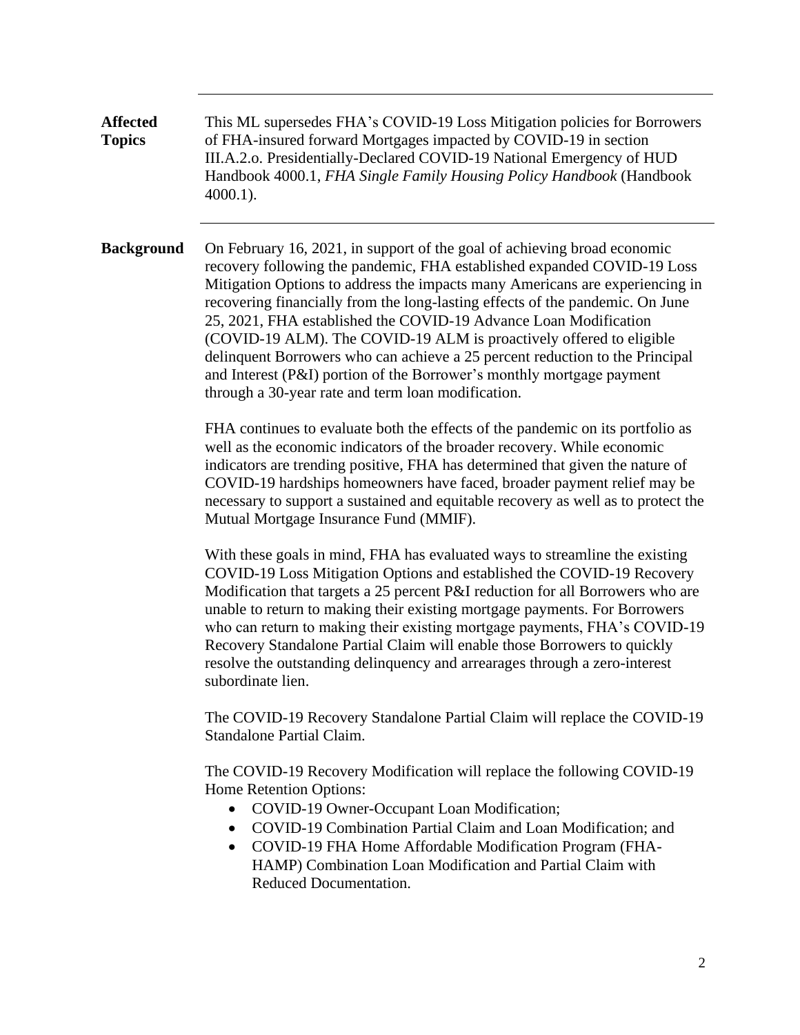**Affected Topics**

This ML supersedes FHA's COVID-19 Loss Mitigation policies for Borrowers of FHA-insured forward Mortgages impacted by COVID-19 in section III.A.2.o. Presidentially-Declared COVID-19 National Emergency of HUD Handbook 4000.1, *FHA Single Family Housing Policy Handbook* (Handbook 4000.1).

---

**Background**

On February 16, 2021, in support of the goal of achieving broad economic recovery following the pandemic, FHA established expanded COVID-19 Loss Mitigation Options to address the impacts many Americans are experiencing in recovering financially from the long-lasting effects of the pandemic. On June 25, 2021, FHA established the COVID-19 Advance Loan Modification (COVID-19 ALM). The COVID-19 ALM is proactively offered to eligible delinquent Borrowers who can achieve a 25 percent reduction to the Principal and Interest (P&I) portion of the Borrower's monthly mortgage payment through a 30-year rate and term loan modification.

FHA continues to evaluate both the effects of the pandemic on its portfolio as well as the economic indicators of the broader recovery. While economic indicators are trending positive, FHA has determined that given the nature of COVID-19 hardships homeowners have faced, broader payment relief may be necessary to support a sustained and equitable recovery as well as to protect the Mutual Mortgage Insurance Fund (MMIF).

With these goals in mind, FHA has evaluated ways to streamline the existing COVID-19 Loss Mitigation Options and established the COVID-19 Recovery Modification that targets a 25 percent P&I reduction for all Borrowers who are unable to return to making their existing mortgage payments. For Borrowers who can return to making their existing mortgage payments, FHA's COVID-19 Recovery Standalone Partial Claim will enable those Borrowers to quickly resolve the outstanding delinquency and arrearages through a zero-interest subordinate lien.

The COVID-19 Recovery Standalone Partial Claim will replace the COVID-19 Standalone Partial Claim.

The COVID-19 Recovery Modification will replace the following COVID-19 Home Retention Options:

- COVID-19 Owner-Occupant Loan Modification;
- COVID-19 Combination Partial Claim and Loan Modification; and
- COVID-19 FHA Home Affordable Modification Program (FHA-HAMP) Combination Loan Modification and Partial Claim with Reduced Documentation.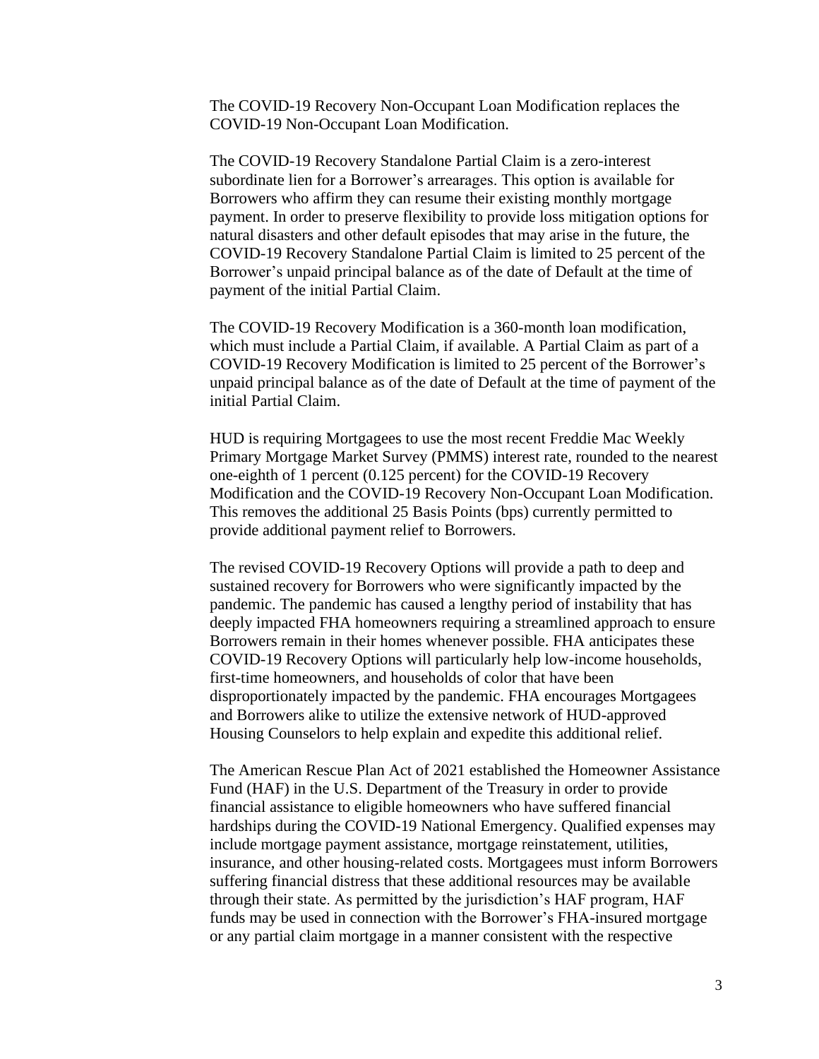The COVID-19 Recovery Non-Occupant Loan Modification replaces the COVID-19 Non-Occupant Loan Modification.

The COVID-19 Recovery Standalone Partial Claim is a zero-interest subordinate lien for a Borrower's arrearages. This option is available for Borrowers who affirm they can resume their existing monthly mortgage payment. In order to preserve flexibility to provide loss mitigation options for natural disasters and other default episodes that may arise in the future, the COVID-19 Recovery Standalone Partial Claim is limited to 25 percent of the Borrower's unpaid principal balance as of the date of Default at the time of payment of the initial Partial Claim.

The COVID-19 Recovery Modification is a 360-month loan modification, which must include a Partial Claim, if available. A Partial Claim as part of a COVID-19 Recovery Modification is limited to 25 percent of the Borrower's unpaid principal balance as of the date of Default at the time of payment of the initial Partial Claim.

HUD is requiring Mortgagees to use the most recent Freddie Mac Weekly Primary Mortgage Market Survey (PMMS) interest rate, rounded to the nearest one-eighth of 1 percent (0.125 percent) for the COVID-19 Recovery Modification and the COVID-19 Recovery Non-Occupant Loan Modification. This removes the additional 25 Basis Points (bps) currently permitted to provide additional payment relief to Borrowers.

The revised COVID-19 Recovery Options will provide a path to deep and sustained recovery for Borrowers who were significantly impacted by the pandemic. The pandemic has caused a lengthy period of instability that has deeply impacted FHA homeowners requiring a streamlined approach to ensure Borrowers remain in their homes whenever possible. FHA anticipates these COVID-19 Recovery Options will particularly help low-income households, first-time homeowners, and households of color that have been disproportionately impacted by the pandemic. FHA encourages Mortgagees and Borrowers alike to utilize the extensive network of HUD-approved Housing Counselors to help explain and expedite this additional relief.

The American Rescue Plan Act of 2021 established the Homeowner Assistance Fund (HAF) in the U.S. Department of the Treasury in order to provide financial assistance to eligible homeowners who have suffered financial hardships during the COVID-19 National Emergency. Qualified expenses may include mortgage payment assistance, mortgage reinstatement, utilities, insurance, and other housing-related costs. Mortgagees must inform Borrowers suffering financial distress that these additional resources may be available through their state. As permitted by the jurisdiction's HAF program, HAF funds may be used in connection with the Borrower's FHA-insured mortgage or any partial claim mortgage in a manner consistent with the respective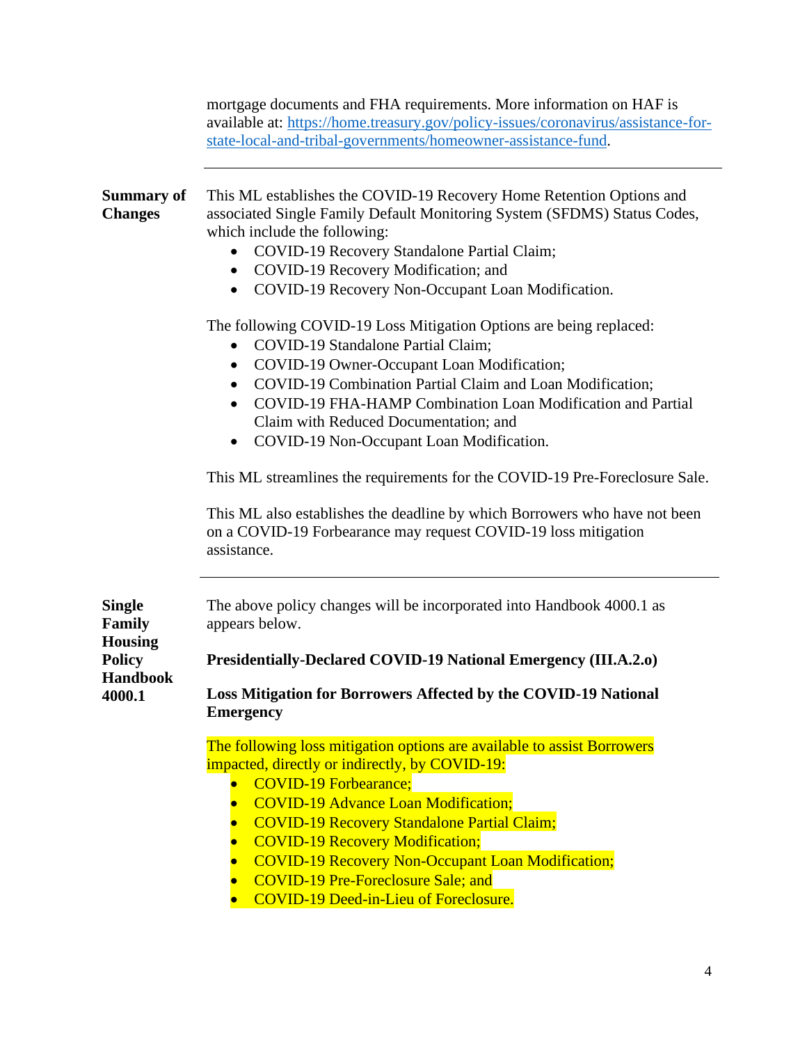mortgage documents and FHA requirements. More information on HAF is available at: [https://home.treasury.gov/policy-issues/coronavirus/assistance-for-state-local-and-tribal-governments/homeowner-assistance-fund](https://home.treasury.gov/policy-issues/coronavirus/assistance-for-state-local-and-tribal-governments/homeowner-assistance-fund).

---

**Summary of Changes**

This ML establishes the COVID-19 Recovery Home Retention Options and associated Single Family Default Monitoring System (SFDMS) Status Codes, which include the following:

- COVID-19 Recovery Standalone Partial Claim;
- COVID-19 Recovery Modification; and
- COVID-19 Recovery Non-Occupant Loan Modification.

The following COVID-19 Loss Mitigation Options are being replaced:

- COVID-19 Standalone Partial Claim;
- COVID-19 Owner-Occupant Loan Modification;
- COVID-19 Combination Partial Claim and Loan Modification;
- COVID-19 FHA-HAMP Combination Loan Modification and Partial Claim with Reduced Documentation; and
- COVID-19 Non-Occupant Loan Modification.

This ML streamlines the requirements for the COVID-19 Pre-Foreclosure Sale.

This ML also establishes the deadline by which Borrowers who have not been on a COVID-19 Forbearance may request COVID-19 loss mitigation assistance.

---

**Single Family Housing Policy Handbook 4000.1**

The above policy changes will be incorporated into Handbook 4000.1 as appears below.

**Presidentially-Declared COVID-19 National Emergency (III.A.2.o)**

**Loss Mitigation for Borrowers Affected by the COVID-19 National Emergency**

The following loss mitigation options are available to assist Borrowers impacted, directly or indirectly, by COVID-19:

- COVID-19 Forbearance;
- COVID-19 Advance Loan Modification;
- COVID-19 Recovery Standalone Partial Claim;
- COVID-19 Recovery Modification;
- COVID-19 Recovery Non-Occupant Loan Modification;
- COVID-19 Pre-Foreclosure Sale; and
- COVID-19 Deed-in-Lieu of Foreclosure.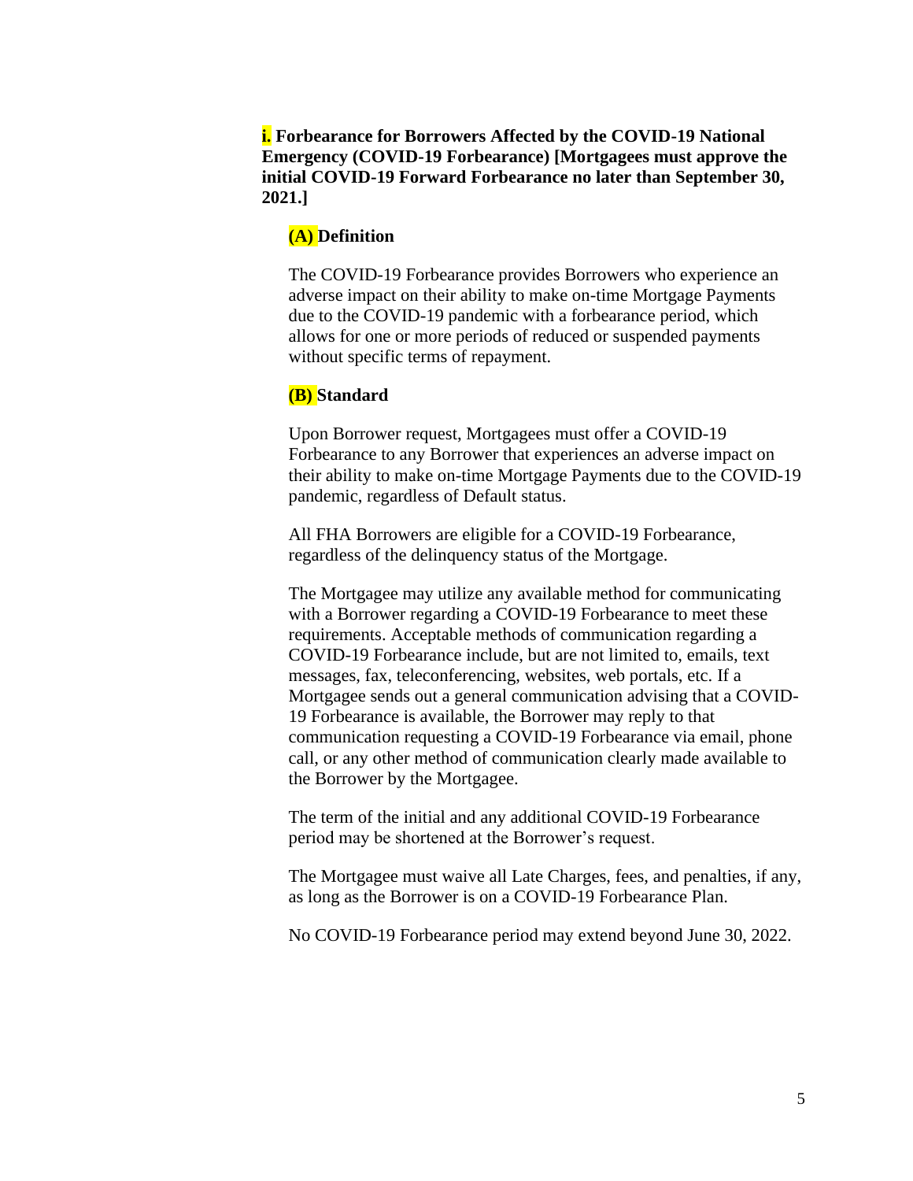**i. Forbearance for Borrowers Affected by the COVID-19 National Emergency (COVID-19 Forbearance) [Mortgagees must approve the initial COVID-19 Forward Forbearance no later than September 30, 2021.]**

**(A) Definition**

The COVID-19 Forbearance provides Borrowers who experience an adverse impact on their ability to make on-time Mortgage Payments due to the COVID-19 pandemic with a forbearance period, which allows for one or more periods of reduced or suspended payments without specific terms of repayment.

**(B) Standard**

Upon Borrower request, Mortgagees must offer a COVID-19 Forbearance to any Borrower that experiences an adverse impact on their ability to make on-time Mortgage Payments due to the COVID-19 pandemic, regardless of Default status.

All FHA Borrowers are eligible for a COVID-19 Forbearance, regardless of the delinquency status of the Mortgage.

The Mortgagee may utilize any available method for communicating with a Borrower regarding a COVID-19 Forbearance to meet these requirements. Acceptable methods of communication regarding a COVID-19 Forbearance include, but are not limited to, emails, text messages, fax, teleconferencing, websites, web portals, etc. If a Mortgagee sends out a general communication advising that a COVID-19 Forbearance is available, the Borrower may reply to that communication requesting a COVID-19 Forbearance via email, phone call, or any other method of communication clearly made available to the Borrower by the Mortgagee.

The term of the initial and any additional COVID-19 Forbearance period may be shortened at the Borrower's request.

The Mortgagee must waive all Late Charges, fees, and penalties, if any, as long as the Borrower is on a COVID-19 Forbearance Plan.

No COVID-19 Forbearance period may extend beyond June 30, 2022.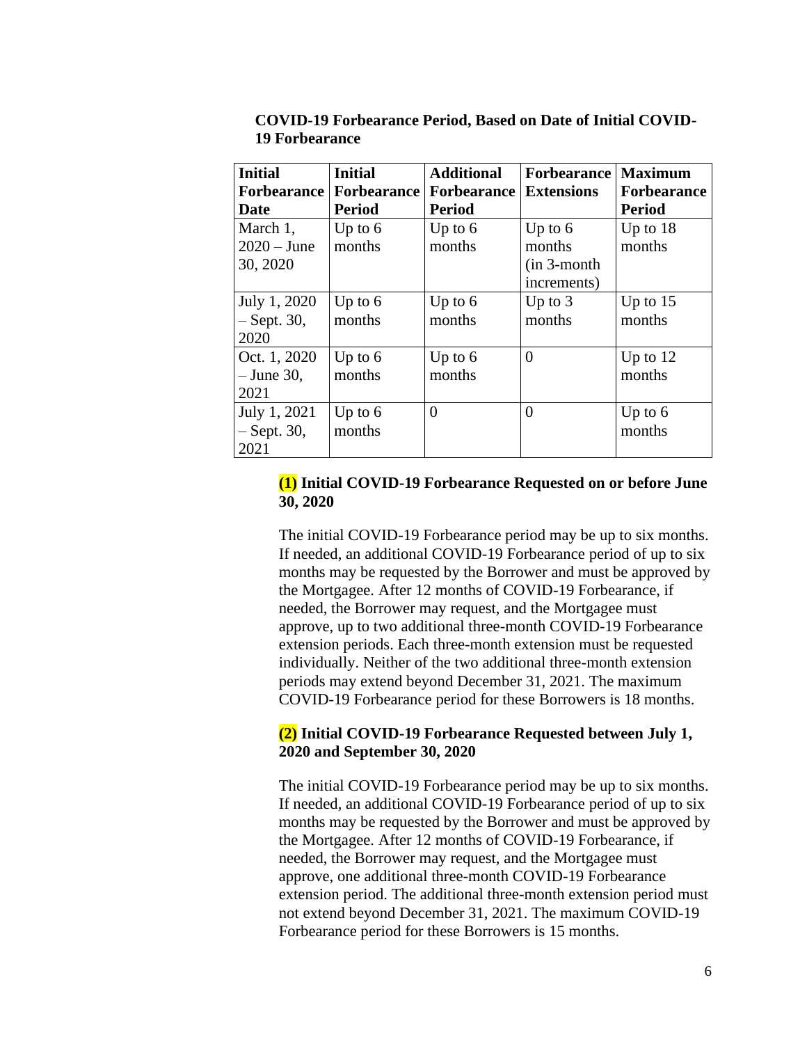**COVID-19 Forbearance Period, Based on Date of Initial COVID-19 Forbearance**

| Initial Forbearance Date | Initial Forbearance Period | Additional Forbearance Period | Forbearance Extensions | Maximum Forbearance Period |
|---|---|---|---|---|
| March 1, 2020 – June 30, 2020 | Up to 6 months | Up to 6 months | Up to 6 months (in 3-month increments) | Up to 18 months |
| July 1, 2020 – Sept. 30, 2020 | Up to 6 months | Up to 6 months | Up to 3 months | Up to 15 months |
| Oct. 1, 2020 – June 30, 2021 | Up to 6 months | Up to 6 months | 0 | Up to 12 months |
| July 1, 2021 – Sept. 30, 2021 | Up to 6 months | 0 | 0 | Up to 6 months |

**(1) Initial COVID-19 Forbearance Requested on or before June 30, 2020**

The initial COVID-19 Forbearance period may be up to six months. If needed, an additional COVID-19 Forbearance period of up to six months may be requested by the Borrower and must be approved by the Mortgagee. After 12 months of COVID-19 Forbearance, if needed, the Borrower may request, and the Mortgagee must approve, up to two additional three-month COVID-19 Forbearance extension periods. Each three-month extension must be requested individually. Neither of the two additional three-month extension periods may extend beyond December 31, 2021. The maximum COVID-19 Forbearance period for these Borrowers is 18 months.

**(2) Initial COVID-19 Forbearance Requested between July 1, 2020 and September 30, 2020**

The initial COVID-19 Forbearance period may be up to six months. If needed, an additional COVID-19 Forbearance period of up to six months may be requested by the Borrower and must be approved by the Mortgagee. After 12 months of COVID-19 Forbearance, if needed, the Borrower may request, and the Mortgagee must approve, one additional three-month COVID-19 Forbearance extension period. The additional three-month extension period must not extend beyond December 31, 2021. The maximum COVID-19 Forbearance period for these Borrowers is 15 months.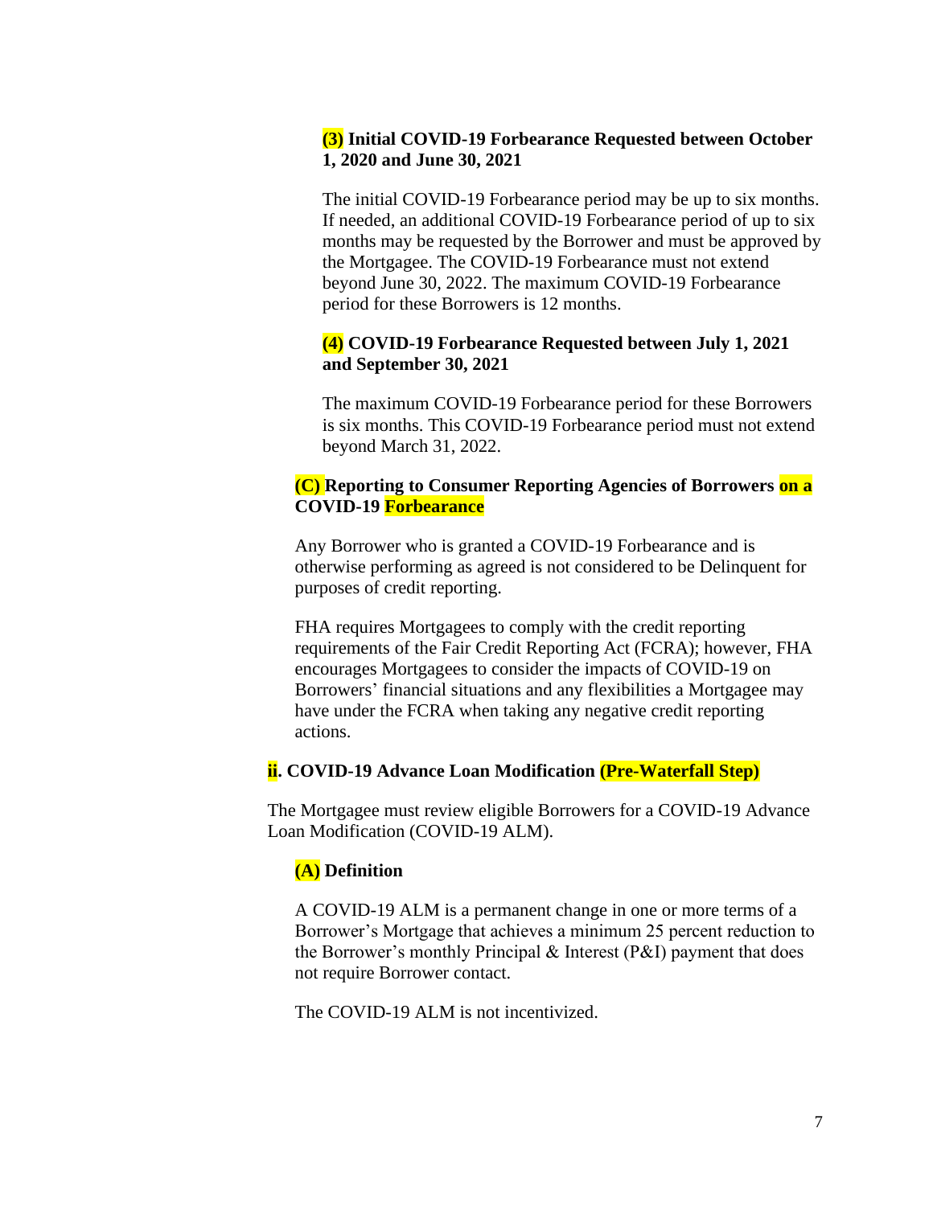#### (3) Initial COVID-19 Forbearance Requested between October 1, 2020 and June 30, 2021

The initial COVID-19 Forbearance period may be up to six months. If needed, an additional COVID-19 Forbearance period of up to six months may be requested by the Borrower and must be approved by the Mortgagee. The COVID-19 Forbearance must not extend beyond June 30, 2022. The maximum COVID-19 Forbearance period for these Borrowers is 12 months.

#### (4) COVID-19 Forbearance Requested between July 1, 2021 and September 30, 2021

The maximum COVID-19 Forbearance period for these Borrowers is six months. This COVID-19 Forbearance period must not extend beyond March 31, 2022.

### (C) Reporting to Consumer Reporting Agencies of Borrowers on a COVID-19 Forbearance

Any Borrower who is granted a COVID-19 Forbearance and is otherwise performing as agreed is not considered to be Delinquent for purposes of credit reporting.

FHA requires Mortgagees to comply with the credit reporting requirements of the Fair Credit Reporting Act (FCRA); however, FHA encourages Mortgagees to consider the impacts of COVID-19 on Borrowers' financial situations and any flexibilities a Mortgagee may have under the FCRA when taking any negative credit reporting actions.

## ii. COVID-19 Advance Loan Modification (Pre-Waterfall Step)

The Mortgagee must review eligible Borrowers for a COVID-19 Advance Loan Modification (COVID-19 ALM).

### (A) Definition

A COVID-19 ALM is a permanent change in one or more terms of a Borrower's Mortgage that achieves a minimum 25 percent reduction to the Borrower's monthly Principal & Interest (P&I) payment that does not require Borrower contact.

The COVID-19 ALM is not incentivized.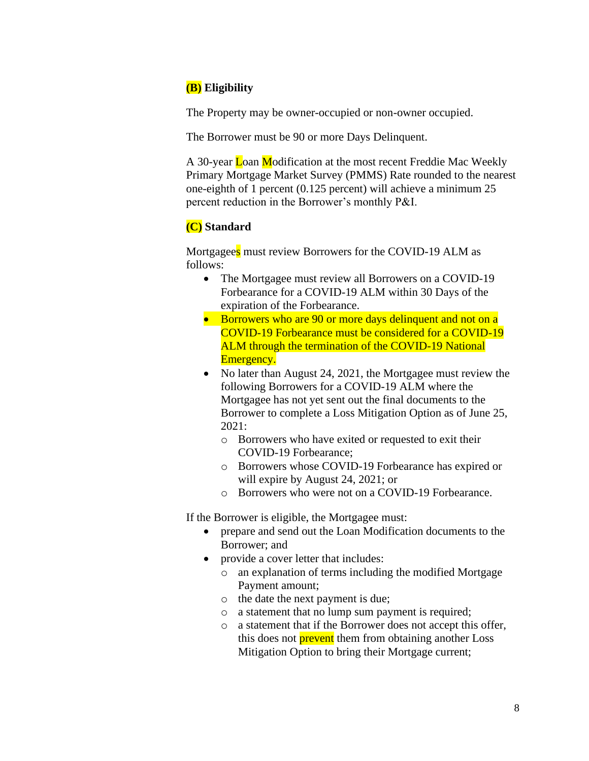**(B) Eligibility**

The Property may be owner-occupied or non-owner occupied.

The Borrower must be 90 or more Days Delinquent.

A 30-year Loan Modification at the most recent Freddie Mac Weekly Primary Mortgage Market Survey (PMMS) Rate rounded to the nearest one-eighth of 1 percent (0.125 percent) will achieve a minimum 25 percent reduction in the Borrower's monthly P&I.

**(C) Standard**

Mortgagees must review Borrowers for the COVID-19 ALM as follows:

- The Mortgagee must review all Borrowers on a COVID-19 Forbearance for a COVID-19 ALM within 30 Days of the expiration of the Forbearance.
- Borrowers who are 90 or more days delinquent and not on a COVID-19 Forbearance must be considered for a COVID-19 ALM through the termination of the COVID-19 National Emergency.
- No later than August 24, 2021, the Mortgagee must review the following Borrowers for a COVID-19 ALM where the Mortgagee has not yet sent out the final documents to the Borrower to complete a Loss Mitigation Option as of June 25, 2021:
  - Borrowers who have exited or requested to exit their COVID-19 Forbearance;
  - Borrowers whose COVID-19 Forbearance has expired or will expire by August 24, 2021; or
  - Borrowers who were not on a COVID-19 Forbearance.

If the Borrower is eligible, the Mortgagee must:

- prepare and send out the Loan Modification documents to the Borrower; and
- provide a cover letter that includes:
  - an explanation of terms including the modified Mortgage Payment amount;
  - the date the next payment is due;
  - a statement that no lump sum payment is required;
  - a statement that if the Borrower does not accept this offer, this does not prevent them from obtaining another Loss Mitigation Option to bring their Mortgage current;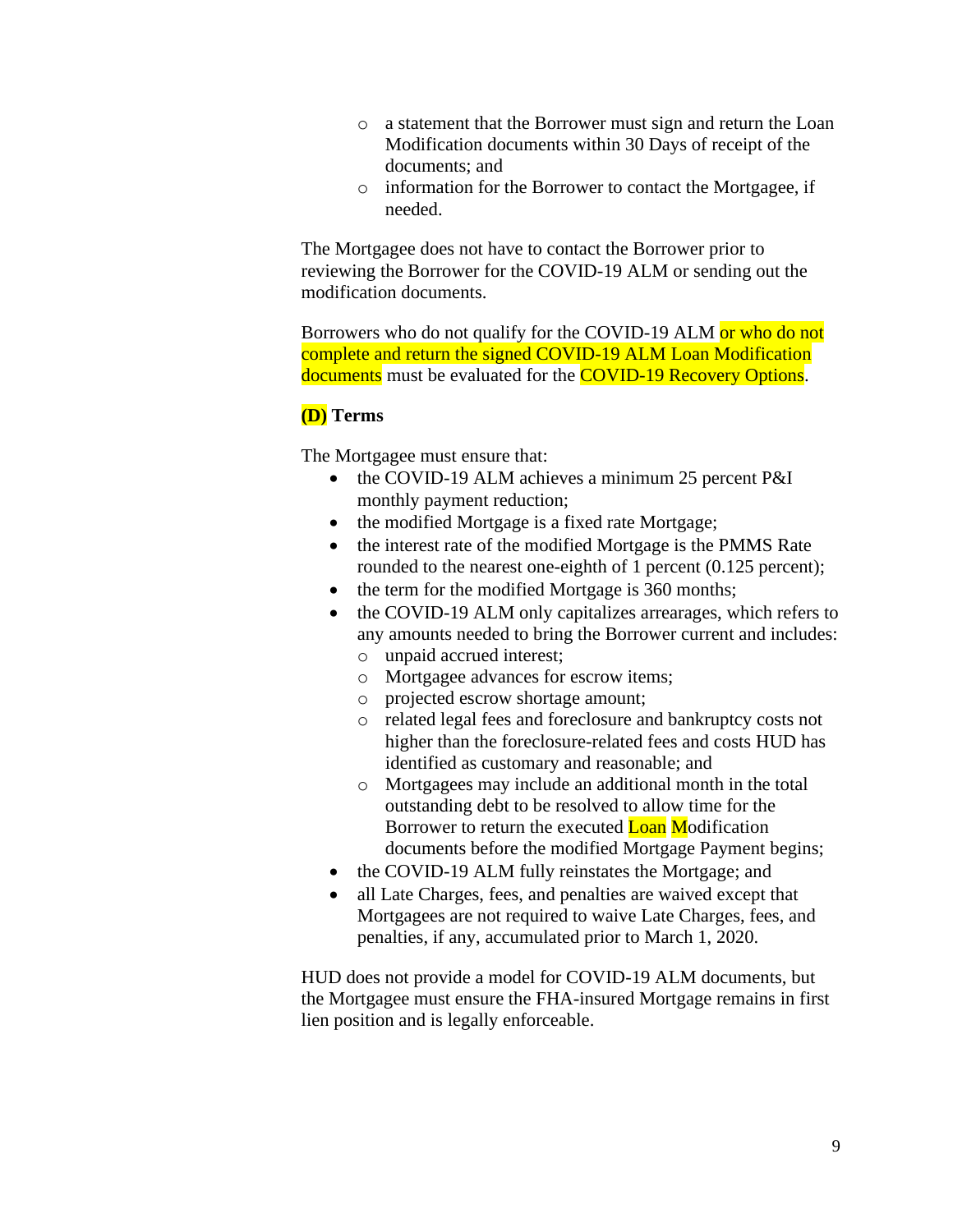- a statement that the Borrower must sign and return the Loan Modification documents within 30 Days of receipt of the documents; and
- information for the Borrower to contact the Mortgagee, if needed.

The Mortgagee does not have to contact the Borrower prior to reviewing the Borrower for the COVID-19 ALM or sending out the modification documents.

Borrowers who do not qualify for the COVID-19 ALM or who do not complete and return the signed COVID-19 ALM Loan Modification documents must be evaluated for the COVID-19 Recovery Options.

**(D) Terms**

The Mortgagee must ensure that:

- the COVID-19 ALM achieves a minimum 25 percent P&I monthly payment reduction;
- the modified Mortgage is a fixed rate Mortgage;
- the interest rate of the modified Mortgage is the PMMS Rate rounded to the nearest one-eighth of 1 percent (0.125 percent);
- the term for the modified Mortgage is 360 months;
- the COVID-19 ALM only capitalizes arrearages, which refers to any amounts needed to bring the Borrower current and includes:
  - unpaid accrued interest;
  - Mortgagee advances for escrow items;
  - projected escrow shortage amount;
  - related legal fees and foreclosure and bankruptcy costs not higher than the foreclosure-related fees and costs HUD has identified as customary and reasonable; and
  - Mortgagees may include an additional month in the total outstanding debt to be resolved to allow time for the Borrower to return the executed Loan Modification documents before the modified Mortgage Payment begins;
- the COVID-19 ALM fully reinstates the Mortgage; and
- all Late Charges, fees, and penalties are waived except that Mortgagees are not required to waive Late Charges, fees, and penalties, if any, accumulated prior to March 1, 2020.

HUD does not provide a model for COVID-19 ALM documents, but the Mortgagee must ensure the FHA-insured Mortgage remains in first lien position and is legally enforceable.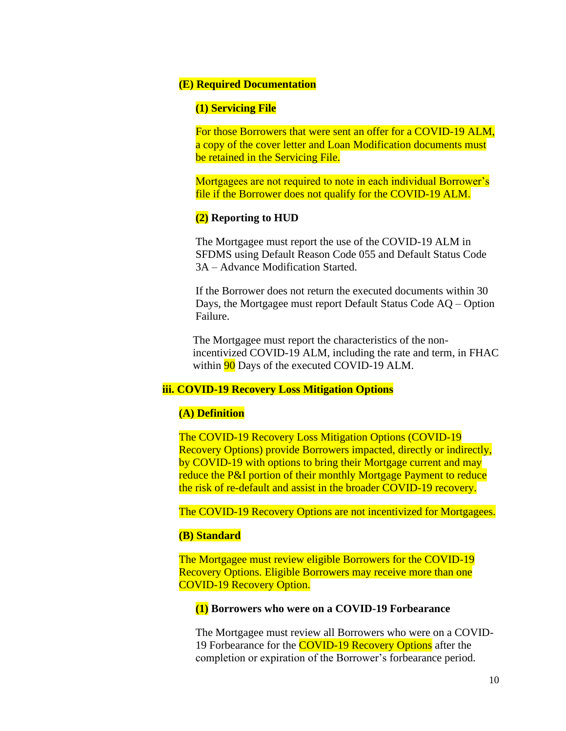**(E) Required Documentation**

**(1) Servicing File**

For those Borrowers that were sent an offer for a COVID-19 ALM, a copy of the cover letter and Loan Modification documents must be retained in the Servicing File.

Mortgagees are not required to note in each individual Borrower's file if the Borrower does not qualify for the COVID-19 ALM.

**(2) Reporting to HUD**

The Mortgagee must report the use of the COVID-19 ALM in SFDMS using Default Reason Code 055 and Default Status Code 3A – Advance Modification Started.

If the Borrower does not return the executed documents within 30 Days, the Mortgagee must report Default Status Code AQ – Option Failure.

The Mortgagee must report the characteristics of the non-incentivized COVID-19 ALM, including the rate and term, in FHAC within 90 Days of the executed COVID-19 ALM.

**iii. COVID-19 Recovery Loss Mitigation Options**

**(A) Definition**

The COVID-19 Recovery Loss Mitigation Options (COVID-19 Recovery Options) provide Borrowers impacted, directly or indirectly, by COVID-19 with options to bring their Mortgage current and may reduce the P&I portion of their monthly Mortgage Payment to reduce the risk of re-default and assist in the broader COVID-19 recovery.

The COVID-19 Recovery Options are not incentivized for Mortgagees.

**(B) Standard**

The Mortgagee must review eligible Borrowers for the COVID-19 Recovery Options. Eligible Borrowers may receive more than one COVID-19 Recovery Option.

**(1) Borrowers who were on a COVID-19 Forbearance**

The Mortgagee must review all Borrowers who were on a COVID-19 Forbearance for the COVID-19 Recovery Options after the completion or expiration of the Borrower's forbearance period.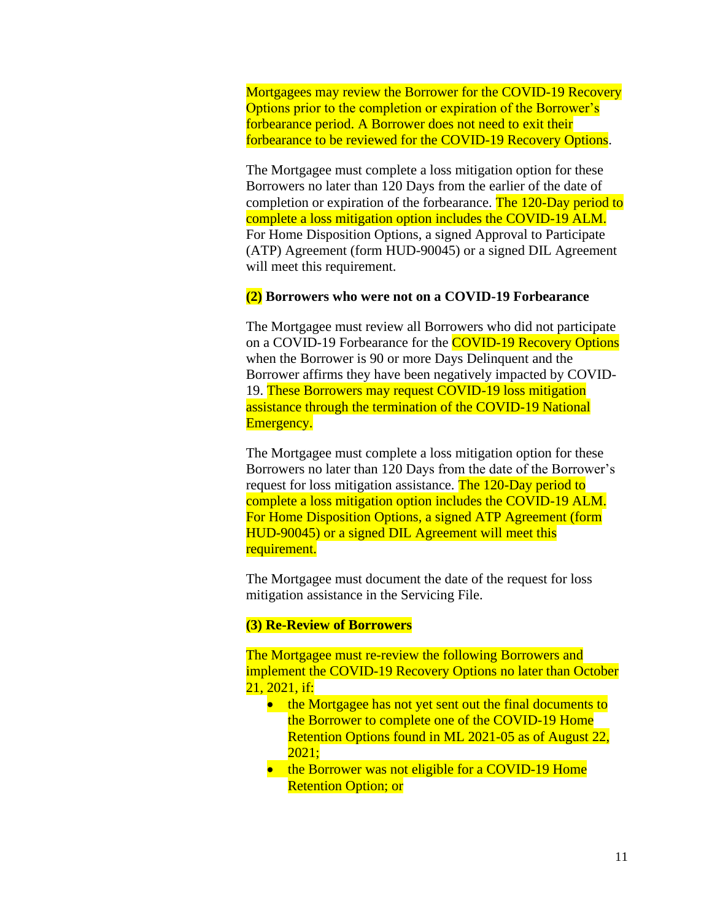Mortgagees may review the Borrower for the COVID-19 Recovery Options prior to the completion or expiration of the Borrower's forbearance period. A Borrower does not need to exit their forbearance to be reviewed for the COVID-19 Recovery Options.

The Mortgagee must complete a loss mitigation option for these Borrowers no later than 120 Days from the earlier of the date of completion or expiration of the forbearance. The 120-Day period to complete a loss mitigation option includes the COVID-19 ALM. For Home Disposition Options, a signed Approval to Participate (ATP) Agreement (form HUD-90045) or a signed DIL Agreement will meet this requirement.

**(2) Borrowers who were not on a COVID-19 Forbearance**

The Mortgagee must review all Borrowers who did not participate on a COVID-19 Forbearance for the COVID-19 Recovery Options when the Borrower is 90 or more Days Delinquent and the Borrower affirms they have been negatively impacted by COVID-19. These Borrowers may request COVID-19 loss mitigation assistance through the termination of the COVID-19 National Emergency.

The Mortgagee must complete a loss mitigation option for these Borrowers no later than 120 Days from the date of the Borrower's request for loss mitigation assistance. The 120-Day period to complete a loss mitigation option includes the COVID-19 ALM. For Home Disposition Options, a signed ATP Agreement (form HUD-90045) or a signed DIL Agreement will meet this requirement.

The Mortgagee must document the date of the request for loss mitigation assistance in the Servicing File.

**(3) Re-Review of Borrowers**

The Mortgagee must re-review the following Borrowers and implement the COVID-19 Recovery Options no later than October 21, 2021, if:

- the Mortgagee has not yet sent out the final documents to the Borrower to complete one of the COVID-19 Home Retention Options found in ML 2021-05 as of August 22, 2021;
- the Borrower was not eligible for a COVID-19 Home Retention Option; or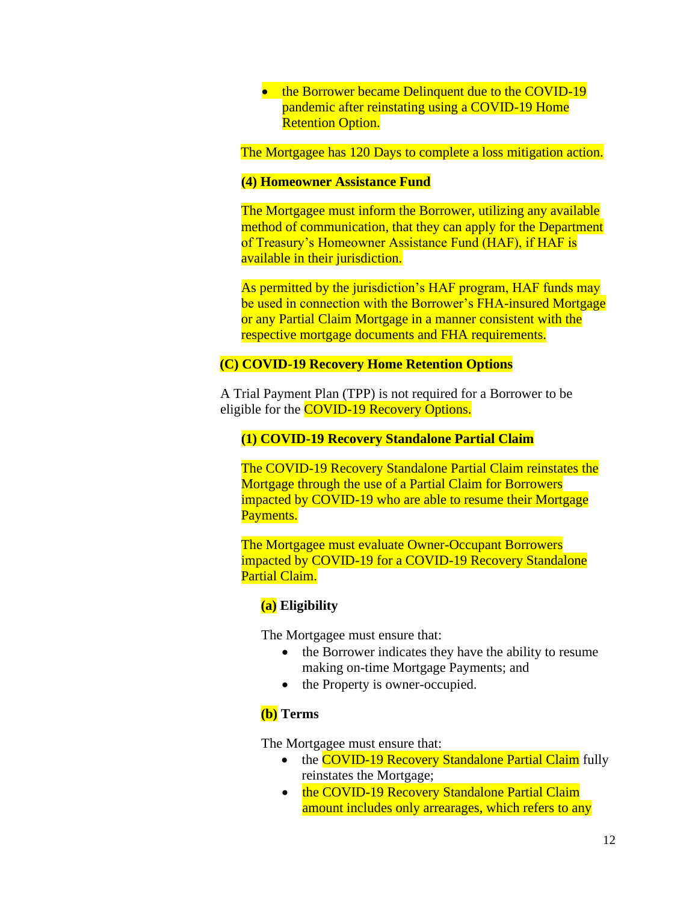- the Borrower became Delinquent due to the COVID-19 pandemic after reinstating using a COVID-19 Home Retention Option.

The Mortgagee has 120 Days to complete a loss mitigation action.

**(4) Homeowner Assistance Fund**

The Mortgagee must inform the Borrower, utilizing any available method of communication, that they can apply for the Department of Treasury's Homeowner Assistance Fund (HAF), if HAF is available in their jurisdiction.

As permitted by the jurisdiction's HAF program, HAF funds may be used in connection with the Borrower's FHA-insured Mortgage or any Partial Claim Mortgage in a manner consistent with the respective mortgage documents and FHA requirements.

**(C) COVID-19 Recovery Home Retention Options**

A Trial Payment Plan (TPP) is not required for a Borrower to be eligible for the COVID-19 Recovery Options.

**(1) COVID-19 Recovery Standalone Partial Claim**

The COVID-19 Recovery Standalone Partial Claim reinstates the Mortgage through the use of a Partial Claim for Borrowers impacted by COVID-19 who are able to resume their Mortgage Payments.

The Mortgagee must evaluate Owner-Occupant Borrowers impacted by COVID-19 for a COVID-19 Recovery Standalone Partial Claim.

**(a) Eligibility**

The Mortgagee must ensure that:

- the Borrower indicates they have the ability to resume making on-time Mortgage Payments; and
- the Property is owner-occupied.

**(b) Terms**

The Mortgagee must ensure that:

- the COVID-19 Recovery Standalone Partial Claim fully reinstates the Mortgage;
- the COVID-19 Recovery Standalone Partial Claim amount includes only arrearages, which refers to any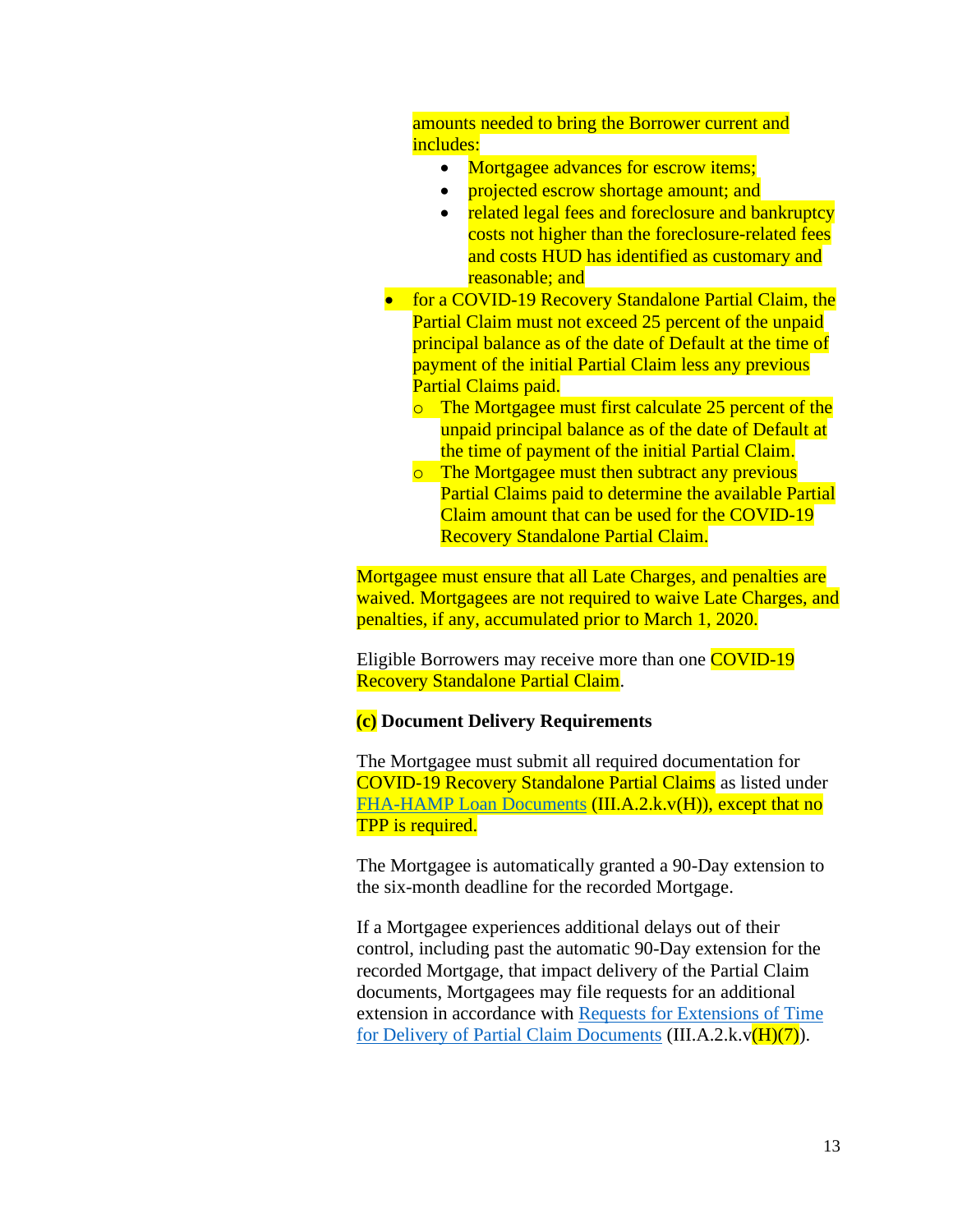amounts needed to bring the Borrower current and includes:

  - Mortgagee advances for escrow items;
  - projected escrow shortage amount; and
  - related legal fees and foreclosure and bankruptcy costs not higher than the foreclosure-related fees and costs HUD has identified as customary and reasonable; and

- for a COVID-19 Recovery Standalone Partial Claim, the Partial Claim must not exceed 25 percent of the unpaid principal balance as of the date of Default at the time of payment of the initial Partial Claim less any previous Partial Claims paid.
  - The Mortgagee must first calculate 25 percent of the unpaid principal balance as of the date of Default at the time of payment of the initial Partial Claim.
  - The Mortgagee must then subtract any previous Partial Claims paid to determine the available Partial Claim amount that can be used for the COVID-19 Recovery Standalone Partial Claim.

Mortgagee must ensure that all Late Charges, and penalties are waived. Mortgagees are not required to waive Late Charges, and penalties, if any, accumulated prior to March 1, 2020.

Eligible Borrowers may receive more than one COVID-19 Recovery Standalone Partial Claim.

**(c) Document Delivery Requirements**

The Mortgagee must submit all required documentation for COVID-19 Recovery Standalone Partial Claims as listed under FHA-HAMP Loan Documents (III.A.2.k.v(H)), except that no TPP is required.

The Mortgagee is automatically granted a 90-Day extension to the six-month deadline for the recorded Mortgage.

If a Mortgagee experiences additional delays out of their control, including past the automatic 90-Day extension for the recorded Mortgage, that impact delivery of the Partial Claim documents, Mortgagees may file requests for an additional extension in accordance with Requests for Extensions of Time for Delivery of Partial Claim Documents (III.A.2.k.v(H)(7)).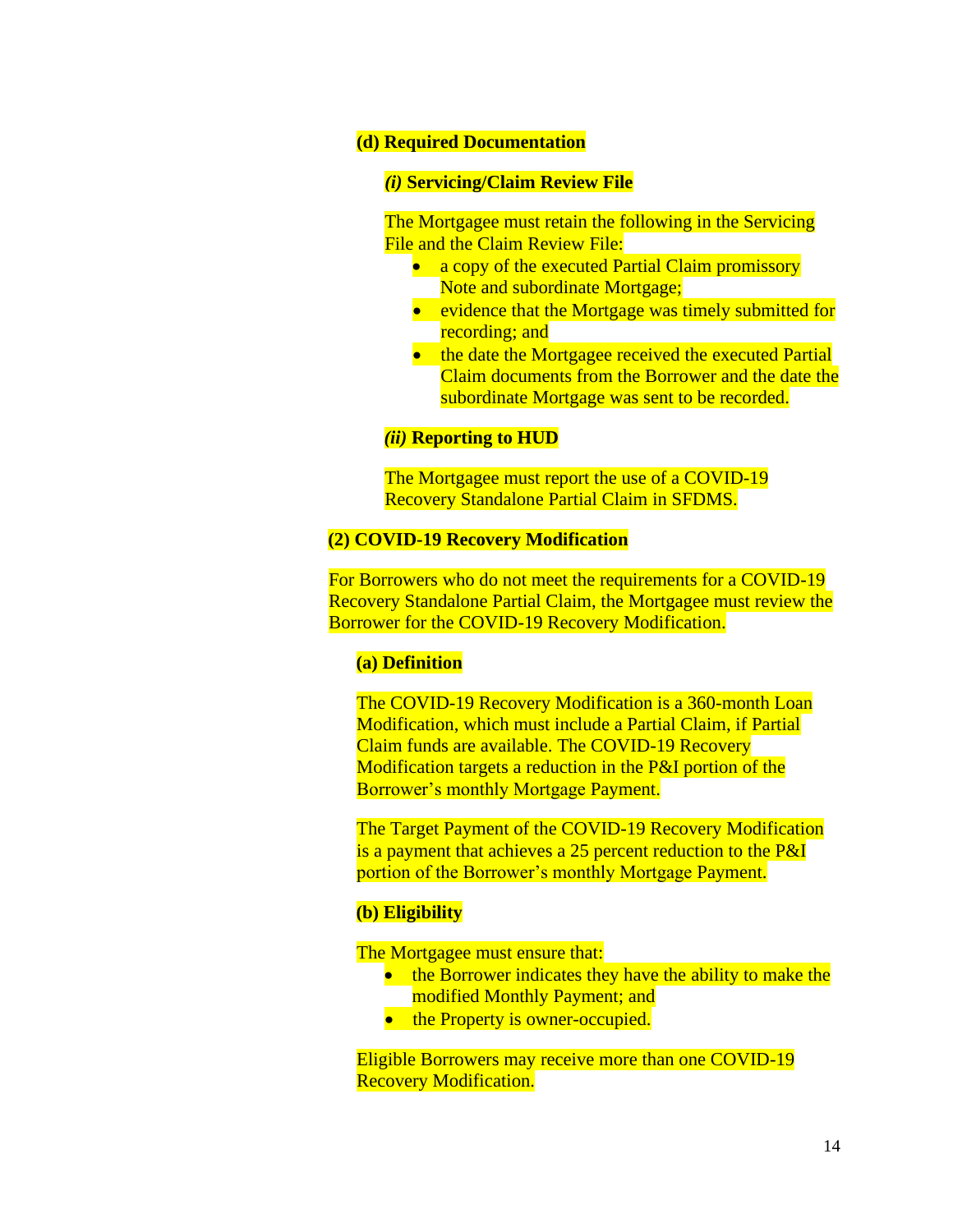#### (d) Required Documentation

##### *(i)* Servicing/Claim Review File

The Mortgagee must retain the following in the Servicing File and the Claim Review File:

- a copy of the executed Partial Claim promissory Note and subordinate Mortgage;
- evidence that the Mortgage was timely submitted for recording; and
- the date the Mortgagee received the executed Partial Claim documents from the Borrower and the date the subordinate Mortgage was sent to be recorded.

##### *(ii)* Reporting to HUD

The Mortgagee must report the use of a COVID-19 Recovery Standalone Partial Claim in SFDMS.

### (2) COVID-19 Recovery Modification

For Borrowers who do not meet the requirements for a COVID-19 Recovery Standalone Partial Claim, the Mortgagee must review the Borrower for the COVID-19 Recovery Modification.

#### (a) Definition

The COVID-19 Recovery Modification is a 360-month Loan Modification, which must include a Partial Claim, if Partial Claim funds are available. The COVID-19 Recovery Modification targets a reduction in the P&I portion of the Borrower's monthly Mortgage Payment.

The Target Payment of the COVID-19 Recovery Modification is a payment that achieves a 25 percent reduction to the P&I portion of the Borrower's monthly Mortgage Payment.

#### (b) Eligibility

The Mortgagee must ensure that:

- the Borrower indicates they have the ability to make the modified Monthly Payment; and
- the Property is owner-occupied.

Eligible Borrowers may receive more than one COVID-19 Recovery Modification.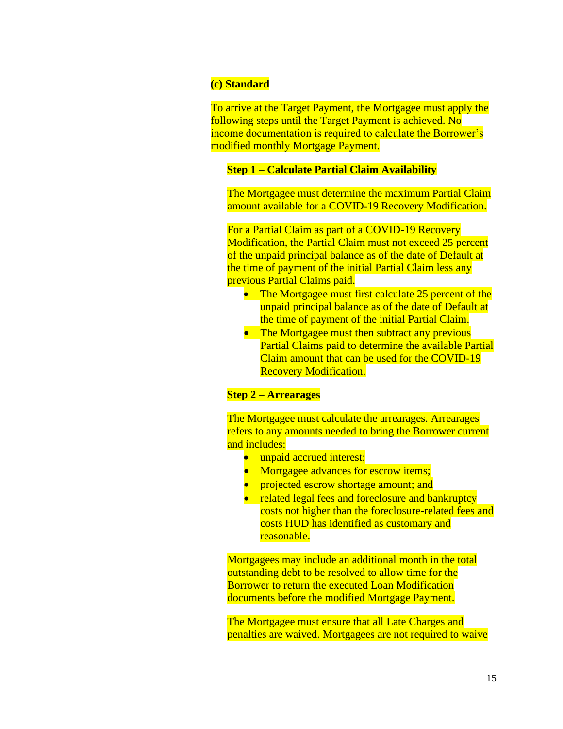**(c) Standard**

To arrive at the Target Payment, the Mortgagee must apply the following steps until the Target Payment is achieved. No income documentation is required to calculate the Borrower's modified monthly Mortgage Payment.

**Step 1 – Calculate Partial Claim Availability**

The Mortgagee must determine the maximum Partial Claim amount available for a COVID-19 Recovery Modification.

For a Partial Claim as part of a COVID-19 Recovery Modification, the Partial Claim must not exceed 25 percent of the unpaid principal balance as of the date of Default at the time of payment of the initial Partial Claim less any previous Partial Claims paid.

- The Mortgagee must first calculate 25 percent of the unpaid principal balance as of the date of Default at the time of payment of the initial Partial Claim.
- The Mortgagee must then subtract any previous Partial Claims paid to determine the available Partial Claim amount that can be used for the COVID-19 Recovery Modification.

**Step 2 – Arrearages**

The Mortgagee must calculate the arrearages. Arrearages refers to any amounts needed to bring the Borrower current and includes:

- unpaid accrued interest;
- Mortgagee advances for escrow items;
- projected escrow shortage amount; and
- related legal fees and foreclosure and bankruptcy costs not higher than the foreclosure-related fees and costs HUD has identified as customary and reasonable.

Mortgagees may include an additional month in the total outstanding debt to be resolved to allow time for the Borrower to return the executed Loan Modification documents before the modified Mortgage Payment.

The Mortgagee must ensure that all Late Charges and penalties are waived. Mortgagees are not required to waive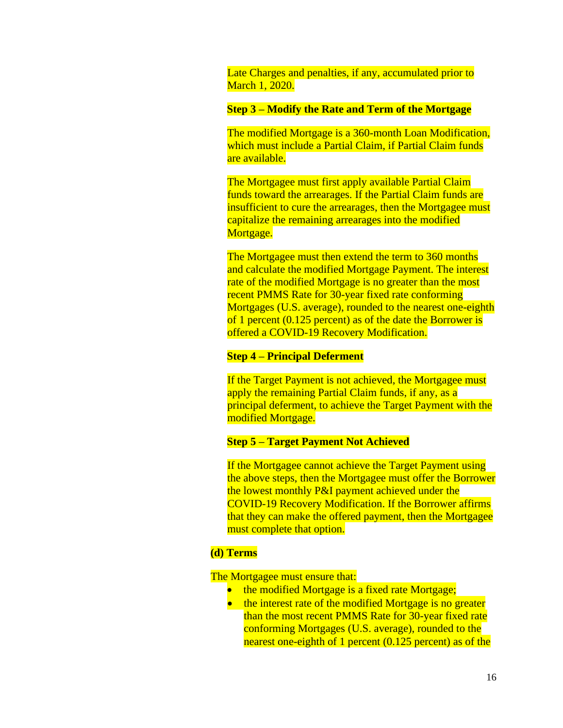Late Charges and penalties, if any, accumulated prior to March 1, 2020.

**Step 3 – Modify the Rate and Term of the Mortgage**

The modified Mortgage is a 360-month Loan Modification, which must include a Partial Claim, if Partial Claim funds are available.

The Mortgagee must first apply available Partial Claim funds toward the arrearages. If the Partial Claim funds are insufficient to cure the arrearages, then the Mortgagee must capitalize the remaining arrearages into the modified Mortgage.

The Mortgagee must then extend the term to 360 months and calculate the modified Mortgage Payment. The interest rate of the modified Mortgage is no greater than the most recent PMMS Rate for 30-year fixed rate conforming Mortgages (U.S. average), rounded to the nearest one-eighth of 1 percent (0.125 percent) as of the date the Borrower is offered a COVID-19 Recovery Modification.

**Step 4 – Principal Deferment**

If the Target Payment is not achieved, the Mortgagee must apply the remaining Partial Claim funds, if any, as a principal deferment, to achieve the Target Payment with the modified Mortgage.

**Step 5 – Target Payment Not Achieved**

If the Mortgagee cannot achieve the Target Payment using the above steps, then the Mortgagee must offer the Borrower the lowest monthly P&I payment achieved under the COVID-19 Recovery Modification. If the Borrower affirms that they can make the offered payment, then the Mortgagee must complete that option.

**(d) Terms**

The Mortgagee must ensure that:

- the modified Mortgage is a fixed rate Mortgage;
- the interest rate of the modified Mortgage is no greater than the most recent PMMS Rate for 30-year fixed rate conforming Mortgages (U.S. average), rounded to the nearest one-eighth of 1 percent (0.125 percent) as of the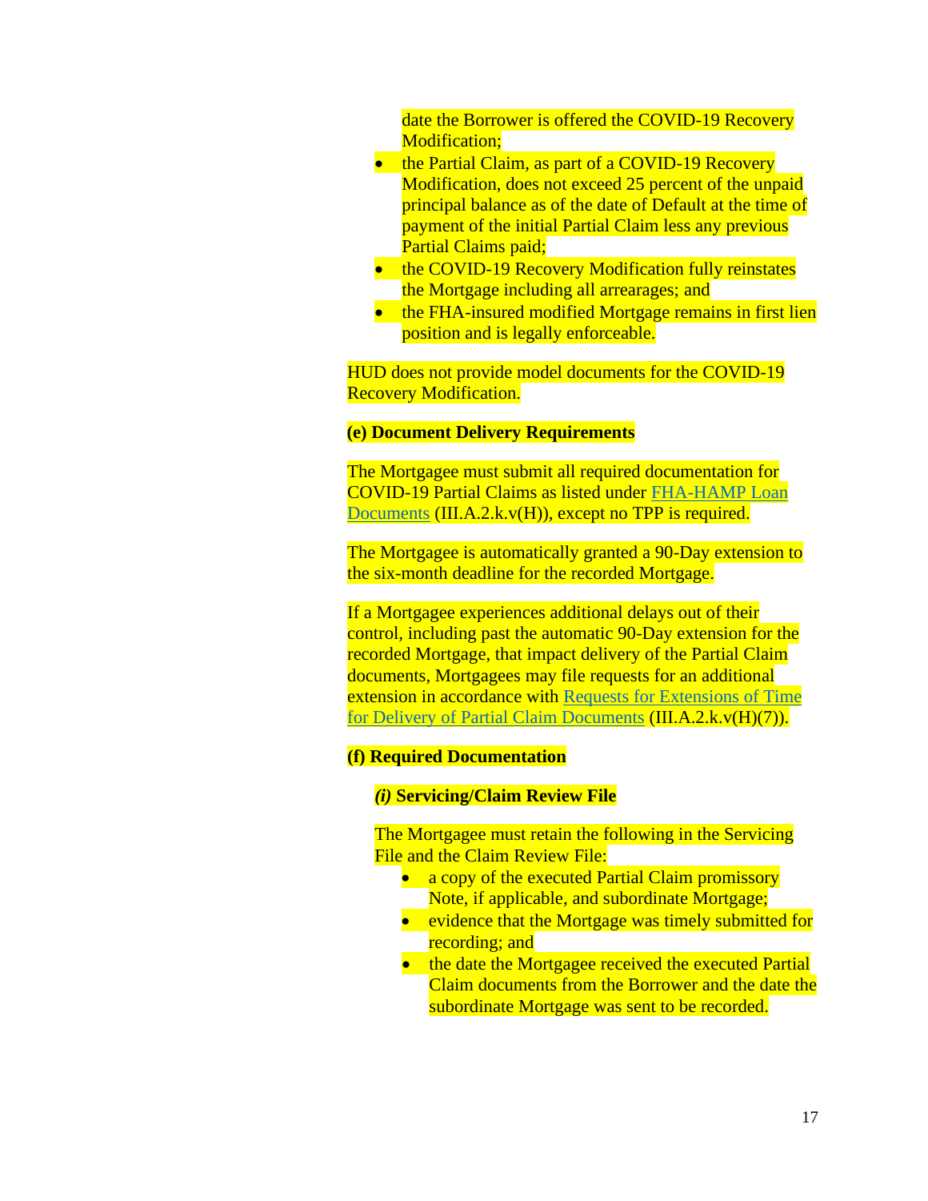date the Borrower is offered the COVID-19 Recovery Modification;

- the Partial Claim, as part of a COVID-19 Recovery Modification, does not exceed 25 percent of the unpaid principal balance as of the date of Default at the time of payment of the initial Partial Claim less any previous Partial Claims paid;
- the COVID-19 Recovery Modification fully reinstates the Mortgage including all arrearages; and
- the FHA-insured modified Mortgage remains in first lien position and is legally enforceable.

HUD does not provide model documents for the COVID-19 Recovery Modification.

**(e) Document Delivery Requirements**

The Mortgagee must submit all required documentation for COVID-19 Partial Claims as listed under [FHA-HAMP Loan Documents](#) (III.A.2.k.v(H)), except no TPP is required.

The Mortgagee is automatically granted a 90-Day extension to the six-month deadline for the recorded Mortgage.

If a Mortgagee experiences additional delays out of their control, including past the automatic 90-Day extension for the recorded Mortgage, that impact delivery of the Partial Claim documents, Mortgagees may file requests for an additional extension in accordance with [Requests for Extensions of Time for Delivery of Partial Claim Documents](#) (III.A.2.k.v(H)(7)).

**(f) Required Documentation**

***(i)* Servicing/Claim Review File**

The Mortgagee must retain the following in the Servicing File and the Claim Review File:

- a copy of the executed Partial Claim promissory Note, if applicable, and subordinate Mortgage;
- evidence that the Mortgage was timely submitted for recording; and
- the date the Mortgagee received the executed Partial Claim documents from the Borrower and the date the subordinate Mortgage was sent to be recorded.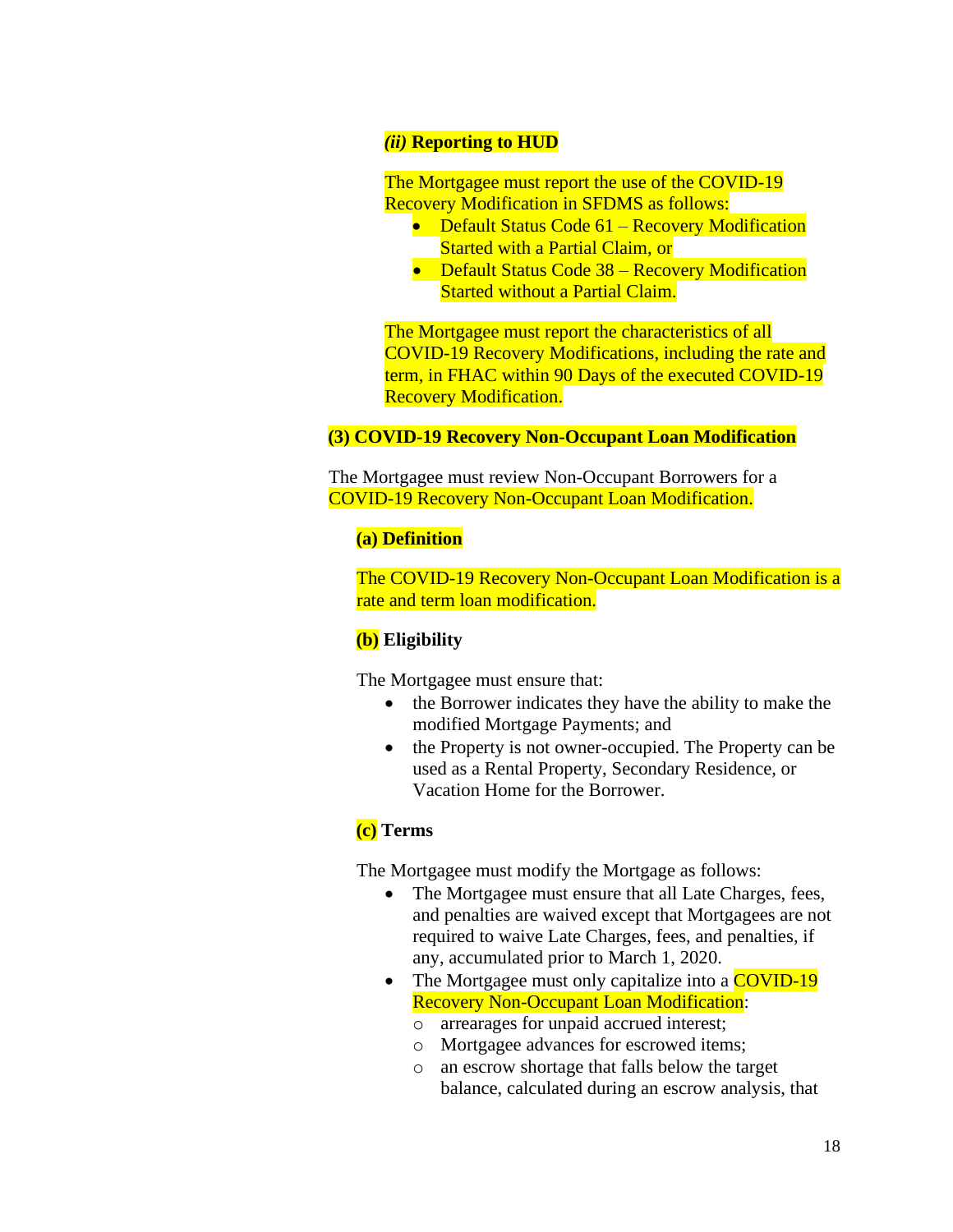#### *(ii)* Reporting to HUD

The Mortgagee must report the use of the COVID-19 Recovery Modification in SFDMS as follows:

- Default Status Code 61 – Recovery Modification Started with a Partial Claim, or
- Default Status Code 38 – Recovery Modification Started without a Partial Claim.

The Mortgagee must report the characteristics of all COVID-19 Recovery Modifications, including the rate and term, in FHAC within 90 Days of the executed COVID-19 Recovery Modification.

### (3) COVID-19 Recovery Non-Occupant Loan Modification

The Mortgagee must review Non-Occupant Borrowers for a COVID-19 Recovery Non-Occupant Loan Modification.

#### (a) Definition

The COVID-19 Recovery Non-Occupant Loan Modification is a rate and term loan modification.

#### (b) Eligibility

The Mortgagee must ensure that:

- the Borrower indicates they have the ability to make the modified Mortgage Payments; and
- the Property is not owner-occupied. The Property can be used as a Rental Property, Secondary Residence, or Vacation Home for the Borrower.

#### (c) Terms

The Mortgagee must modify the Mortgage as follows:

- The Mortgagee must ensure that all Late Charges, fees, and penalties are waived except that Mortgagees are not required to waive Late Charges, fees, and penalties, if any, accumulated prior to March 1, 2020.
- The Mortgagee must only capitalize into a COVID-19 Recovery Non-Occupant Loan Modification:
  - arrearages for unpaid accrued interest;
  - Mortgagee advances for escrowed items;
  - an escrow shortage that falls below the target balance, calculated during an escrow analysis, that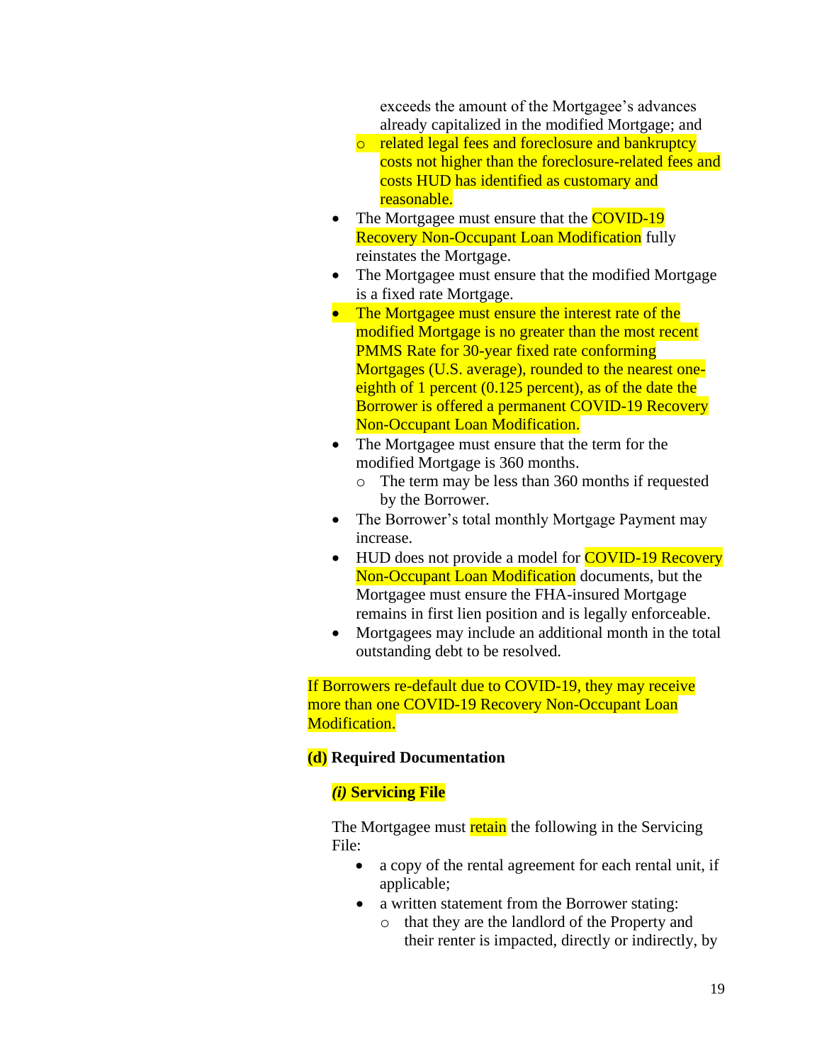exceeds the amount of the Mortgagee's advances already capitalized in the modified Mortgage; and
  - related legal fees and foreclosure and bankruptcy costs not higher than the foreclosure-related fees and costs HUD has identified as customary and reasonable.
- The Mortgagee must ensure that the COVID-19 Recovery Non-Occupant Loan Modification fully reinstates the Mortgage.
- The Mortgagee must ensure that the modified Mortgage is a fixed rate Mortgage.
- The Mortgagee must ensure the interest rate of the modified Mortgage is no greater than the most recent PMMS Rate for 30-year fixed rate conforming Mortgages (U.S. average), rounded to the nearest one-eighth of 1 percent (0.125 percent), as of the date the Borrower is offered a permanent COVID-19 Recovery Non-Occupant Loan Modification.
- The Mortgagee must ensure that the term for the modified Mortgage is 360 months.
  - The term may be less than 360 months if requested by the Borrower.
- The Borrower's total monthly Mortgage Payment may increase.
- HUD does not provide a model for COVID-19 Recovery Non-Occupant Loan Modification documents, but the Mortgagee must ensure the FHA-insured Mortgage remains in first lien position and is legally enforceable.
- Mortgagees may include an additional month in the total outstanding debt to be resolved.

If Borrowers re-default due to COVID-19, they may receive more than one COVID-19 Recovery Non-Occupant Loan Modification.

**(d) Required Documentation**

***(i) Servicing File***

The Mortgagee must retain the following in the Servicing File:

- a copy of the rental agreement for each rental unit, if applicable;
- a written statement from the Borrower stating:
  - that they are the landlord of the Property and their renter is impacted, directly or indirectly, by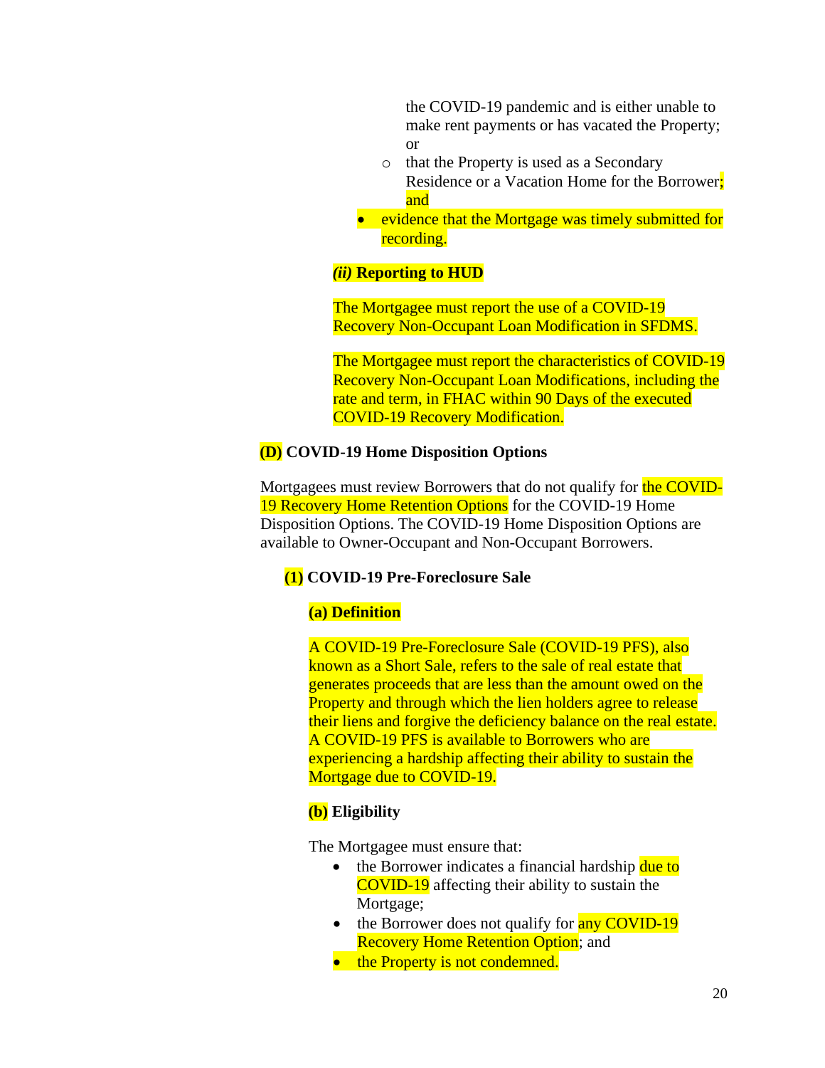the COVID-19 pandemic and is either unable to make rent payments or has vacated the Property; or
  - that the Property is used as a Secondary Residence or a Vacation Home for the Borrower; and
- evidence that the Mortgage was timely submitted for recording.

***(ii)* Reporting to HUD**

The Mortgagee must report the use of a COVID-19 Recovery Non-Occupant Loan Modification in SFDMS.

The Mortgagee must report the characteristics of COVID-19 Recovery Non-Occupant Loan Modifications, including the rate and term, in FHAC within 90 Days of the executed COVID-19 Recovery Modification.

**(D) COVID-19 Home Disposition Options**

Mortgagees must review Borrowers that do not qualify for the COVID-19 Recovery Home Retention Options for the COVID-19 Home Disposition Options. The COVID-19 Home Disposition Options are available to Owner-Occupant and Non-Occupant Borrowers.

**(1) COVID-19 Pre-Foreclosure Sale**

**(a) Definition**

A COVID-19 Pre-Foreclosure Sale (COVID-19 PFS), also known as a Short Sale, refers to the sale of real estate that generates proceeds that are less than the amount owed on the Property and through which the lien holders agree to release their liens and forgive the deficiency balance on the real estate. A COVID-19 PFS is available to Borrowers who are experiencing a hardship affecting their ability to sustain the Mortgage due to COVID-19.

**(b) Eligibility**

The Mortgagee must ensure that:

- the Borrower indicates a financial hardship due to COVID-19 affecting their ability to sustain the Mortgage;
- the Borrower does not qualify for any COVID-19 Recovery Home Retention Option; and
- the Property is not condemned.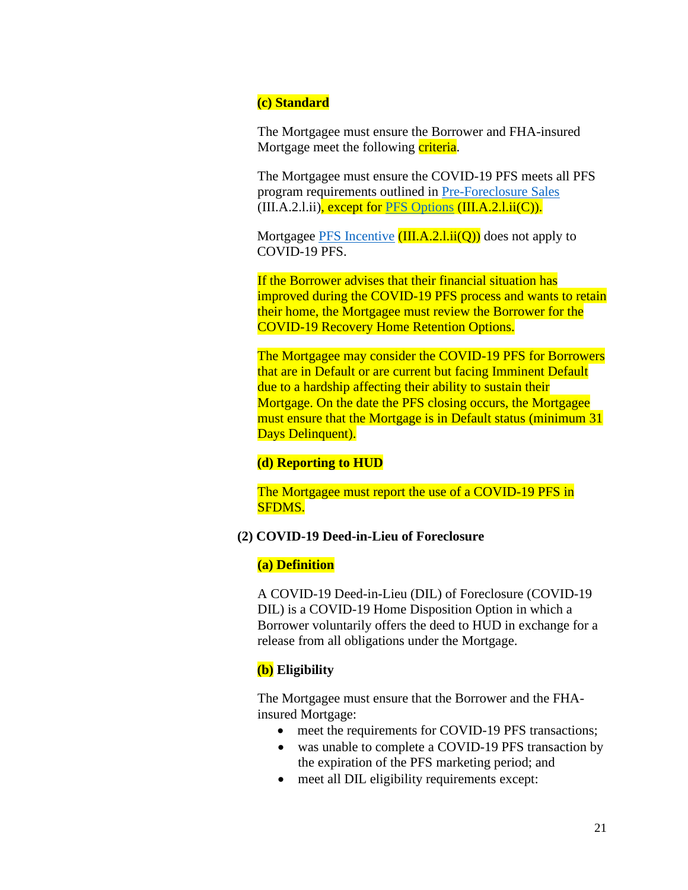**(c) Standard**

The Mortgagee must ensure the Borrower and FHA-insured Mortgage meet the following criteria.

The Mortgagee must ensure the COVID-19 PFS meets all PFS program requirements outlined in Pre-Foreclosure Sales (III.A.2.l.ii), except for PFS Options (III.A.2.l.ii(C)).

Mortgagee PFS Incentive (III.A.2.l.ii(Q)) does not apply to COVID-19 PFS.

If the Borrower advises that their financial situation has improved during the COVID-19 PFS process and wants to retain their home, the Mortgagee must review the Borrower for the COVID-19 Recovery Home Retention Options.

The Mortgagee may consider the COVID-19 PFS for Borrowers that are in Default or are current but facing Imminent Default due to a hardship affecting their ability to sustain their Mortgage. On the date the PFS closing occurs, the Mortgagee must ensure that the Mortgage is in Default status (minimum 31 Days Delinquent).

**(d) Reporting to HUD**

The Mortgagee must report the use of a COVID-19 PFS in SFDMS.

**(2) COVID-19 Deed-in-Lieu of Foreclosure**

**(a) Definition**

A COVID-19 Deed-in-Lieu (DIL) of Foreclosure (COVID-19 DIL) is a COVID-19 Home Disposition Option in which a Borrower voluntarily offers the deed to HUD in exchange for a release from all obligations under the Mortgage.

**(b) Eligibility**

The Mortgagee must ensure that the Borrower and the FHA-insured Mortgage:

- meet the requirements for COVID-19 PFS transactions;
- was unable to complete a COVID-19 PFS transaction by the expiration of the PFS marketing period; and
- meet all DIL eligibility requirements except: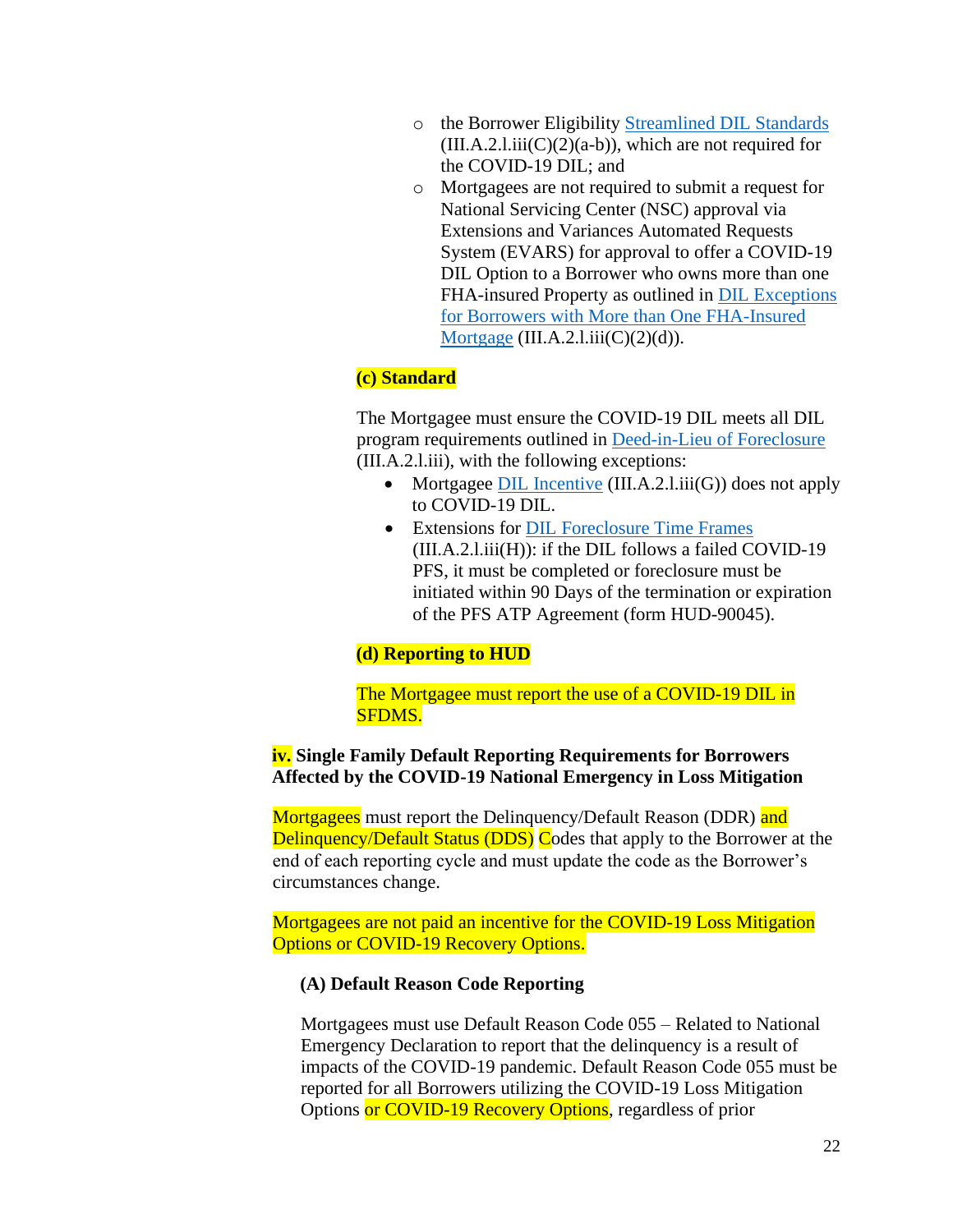- the Borrower Eligibility Streamlined DIL Standards (III.A.2.l.iii(C)(2)(a-b)), which are not required for the COVID-19 DIL; and
- Mortgagees are not required to submit a request for National Servicing Center (NSC) approval via Extensions and Variances Automated Requests System (EVARS) for approval to offer a COVID-19 DIL Option to a Borrower who owns more than one FHA-insured Property as outlined in DIL Exceptions for Borrowers with More than One FHA-Insured Mortgage (III.A.2.l.iii(C)(2)(d)).

**(c) Standard**

The Mortgagee must ensure the COVID-19 DIL meets all DIL program requirements outlined in Deed-in-Lieu of Foreclosure (III.A.2.l.iii), with the following exceptions:

- Mortgagee DIL Incentive (III.A.2.l.iii(G)) does not apply to COVID-19 DIL.
- Extensions for DIL Foreclosure Time Frames (III.A.2.l.iii(H)): if the DIL follows a failed COVID-19 PFS, it must be completed or foreclosure must be initiated within 90 Days of the termination or expiration of the PFS ATP Agreement (form HUD-90045).

**(d) Reporting to HUD**

The Mortgagee must report the use of a COVID-19 DIL in SFDMS.

**iv. Single Family Default Reporting Requirements for Borrowers Affected by the COVID-19 National Emergency in Loss Mitigation**

Mortgagees must report the Delinquency/Default Reason (DDR) and Delinquency/Default Status (DDS) Codes that apply to the Borrower at the end of each reporting cycle and must update the code as the Borrower's circumstances change.

Mortgagees are not paid an incentive for the COVID-19 Loss Mitigation Options or COVID-19 Recovery Options.

**(A) Default Reason Code Reporting**

Mortgagees must use Default Reason Code 055 – Related to National Emergency Declaration to report that the delinquency is a result of impacts of the COVID-19 pandemic. Default Reason Code 055 must be reported for all Borrowers utilizing the COVID-19 Loss Mitigation Options or COVID-19 Recovery Options, regardless of prior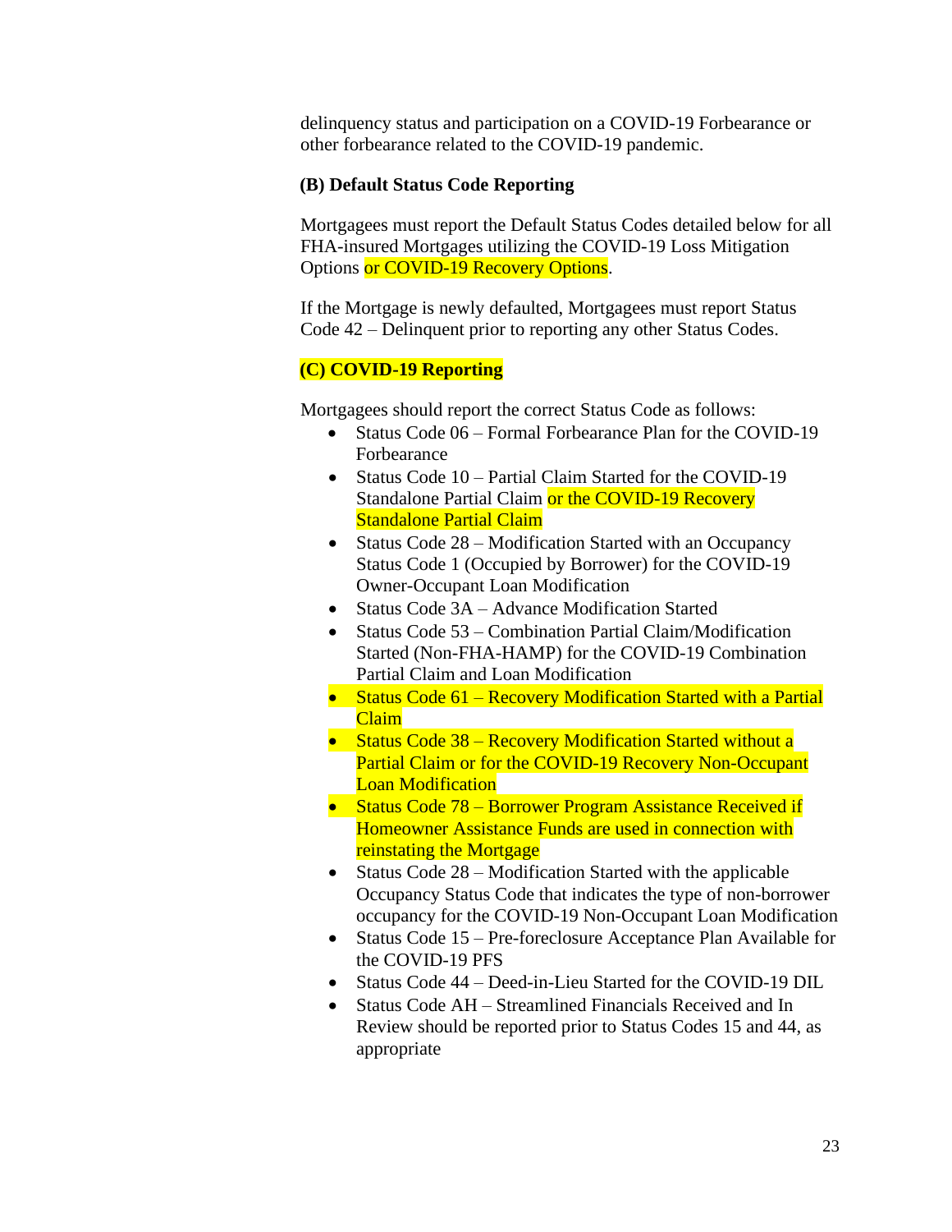delinquency status and participation on a COVID-19 Forbearance or other forbearance related to the COVID-19 pandemic.

**(B) Default Status Code Reporting**

Mortgagees must report the Default Status Codes detailed below for all FHA-insured Mortgages utilizing the COVID-19 Loss Mitigation Options or COVID-19 Recovery Options.

If the Mortgage is newly defaulted, Mortgagees must report Status Code 42 – Delinquent prior to reporting any other Status Codes.

**(C) COVID-19 Reporting**

Mortgagees should report the correct Status Code as follows:

- Status Code 06 – Formal Forbearance Plan for the COVID-19 Forbearance
- Status Code 10 – Partial Claim Started for the COVID-19 Standalone Partial Claim or the COVID-19 Recovery Standalone Partial Claim
- Status Code 28 – Modification Started with an Occupancy Status Code 1 (Occupied by Borrower) for the COVID-19 Owner-Occupant Loan Modification
- Status Code 3A – Advance Modification Started
- Status Code 53 – Combination Partial Claim/Modification Started (Non-FHA-HAMP) for the COVID-19 Combination Partial Claim and Loan Modification
- Status Code 61 – Recovery Modification Started with a Partial Claim
- Status Code 38 – Recovery Modification Started without a Partial Claim or for the COVID-19 Recovery Non-Occupant Loan Modification
- Status Code 78 – Borrower Program Assistance Received if Homeowner Assistance Funds are used in connection with reinstating the Mortgage
- Status Code 28 – Modification Started with the applicable Occupancy Status Code that indicates the type of non-borrower occupancy for the COVID-19 Non-Occupant Loan Modification
- Status Code 15 – Pre-foreclosure Acceptance Plan Available for the COVID-19 PFS
- Status Code 44 – Deed-in-Lieu Started for the COVID-19 DIL
- Status Code AH – Streamlined Financials Received and In Review should be reported prior to Status Codes 15 and 44, as appropriate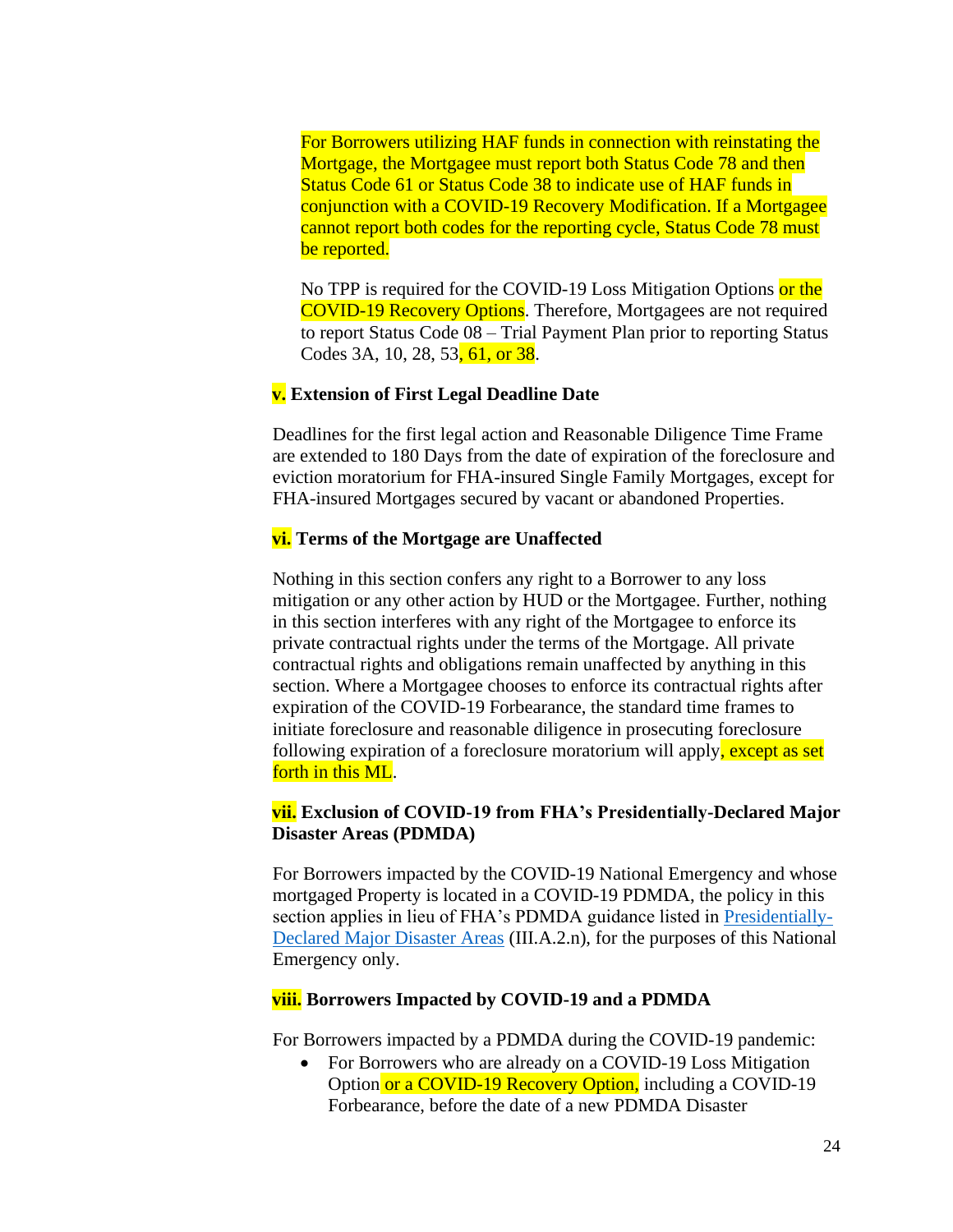For Borrowers utilizing HAF funds in connection with reinstating the Mortgage, the Mortgagee must report both Status Code 78 and then Status Code 61 or Status Code 38 to indicate use of HAF funds in conjunction with a COVID-19 Recovery Modification. If a Mortgagee cannot report both codes for the reporting cycle, Status Code 78 must be reported.

No TPP is required for the COVID-19 Loss Mitigation Options or the COVID-19 Recovery Options. Therefore, Mortgagees are not required to report Status Code 08 – Trial Payment Plan prior to reporting Status Codes 3A, 10, 28, 53, 61, or 38.

**v. Extension of First Legal Deadline Date**

Deadlines for the first legal action and Reasonable Diligence Time Frame are extended to 180 Days from the date of expiration of the foreclosure and eviction moratorium for FHA-insured Single Family Mortgages, except for FHA-insured Mortgages secured by vacant or abandoned Properties.

**vi. Terms of the Mortgage are Unaffected**

Nothing in this section confers any right to a Borrower to any loss mitigation or any other action by HUD or the Mortgagee. Further, nothing in this section interferes with any right of the Mortgagee to enforce its private contractual rights under the terms of the Mortgage. All private contractual rights and obligations remain unaffected by anything in this section. Where a Mortgagee chooses to enforce its contractual rights after expiration of the COVID-19 Forbearance, the standard time frames to initiate foreclosure and reasonable diligence in prosecuting foreclosure following expiration of a foreclosure moratorium will apply, except as set forth in this ML.

**vii. Exclusion of COVID-19 from FHA's Presidentially-Declared Major Disaster Areas (PDMDA)**

For Borrowers impacted by the COVID-19 National Emergency and whose mortgaged Property is located in a COVID-19 PDMDA, the policy in this section applies in lieu of FHA's PDMDA guidance listed in Presidentially-Declared Major Disaster Areas (III.A.2.n), for the purposes of this National Emergency only.

**viii. Borrowers Impacted by COVID-19 and a PDMDA**

For Borrowers impacted by a PDMDA during the COVID-19 pandemic:

- For Borrowers who are already on a COVID-19 Loss Mitigation Option or a COVID-19 Recovery Option, including a COVID-19 Forbearance, before the date of a new PDMDA Disaster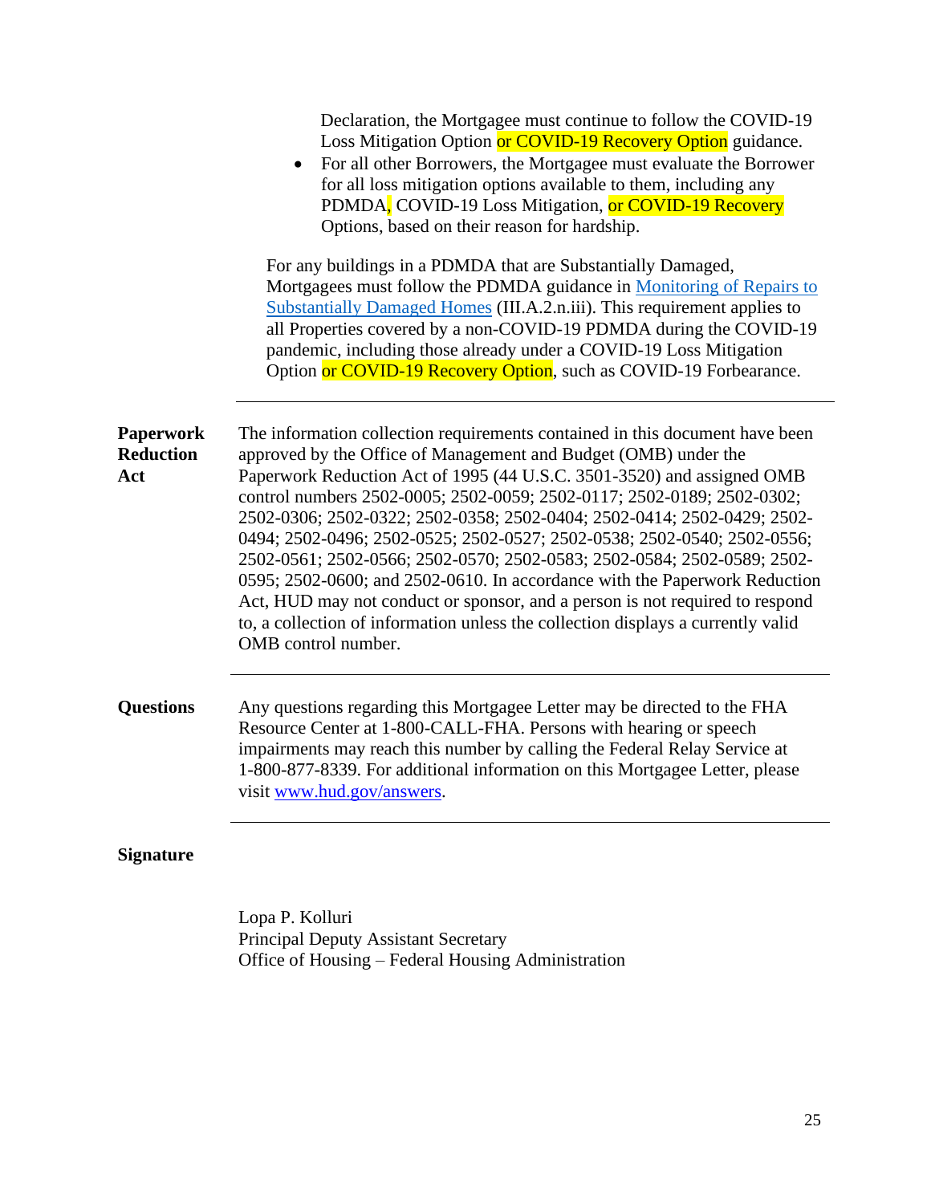Declaration, the Mortgagee must continue to follow the COVID-19 Loss Mitigation Option or COVID-19 Recovery Option guidance.

- For all other Borrowers, the Mortgagee must evaluate the Borrower for all loss mitigation options available to them, including any PDMDA, COVID-19 Loss Mitigation, or COVID-19 Recovery Options, based on their reason for hardship.

For any buildings in a PDMDA that are Substantially Damaged, Mortgagees must follow the PDMDA guidance in [Monitoring of Repairs to Substantially Damaged Homes] (III.A.2.n.iii). This requirement applies to all Properties covered by a non-COVID-19 PDMDA during the COVID-19 pandemic, including those already under a COVID-19 Loss Mitigation Option or COVID-19 Recovery Option, such as COVID-19 Forbearance.

---

**Paperwork Reduction Act**

The information collection requirements contained in this document have been approved by the Office of Management and Budget (OMB) under the Paperwork Reduction Act of 1995 (44 U.S.C. 3501-3520) and assigned OMB control numbers 2502-0005; 2502-0059; 2502-0117; 2502-0189; 2502-0302; 2502-0306; 2502-0322; 2502-0358; 2502-0404; 2502-0414; 2502-0429; 2502-0494; 2502-0496; 2502-0525; 2502-0527; 2502-0538; 2502-0540; 2502-0556; 2502-0561; 2502-0566; 2502-0570; 2502-0583; 2502-0584; 2502-0589; 2502-0595; 2502-0600; and 2502-0610. In accordance with the Paperwork Reduction Act, HUD may not conduct or sponsor, and a person is not required to respond to, a collection of information unless the collection displays a currently valid OMB control number.

---

**Questions**

Any questions regarding this Mortgagee Letter may be directed to the FHA Resource Center at 1-800-CALL-FHA. Persons with hearing or speech impairments may reach this number by calling the Federal Relay Service at 1-800-877-8339. For additional information on this Mortgagee Letter, please visit [www.hud.gov/answers].

---

**Signature**

Lopa P. Kolluri
Principal Deputy Assistant Secretary
Office of Housing – Federal Housing Administration